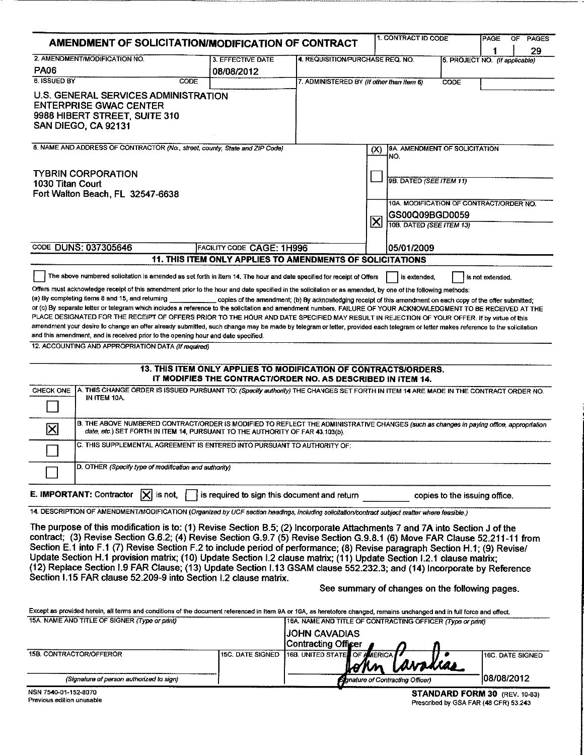# AMENDMENT OF SOLICITATION/MODIFICATION OF CONTRACT

| 1. CONTRACT ID CODE | PAGE | OF PAGES |
|---|---|---|
| | 1 | 29 |

| 2. AMENDMENT/MODIFICATION NO. | 3. EFFECTIVE DATE | 4. REQUISITION/PURCHASE REQ. NO. | 5. PROJECT NO. (If applicable) |
|---|---|---|---|
| PA06 | 08/08/2012 | | |

**6. ISSUED BY** CODE

U.S. GENERAL SERVICES ADMINISTRATION
ENTERPRISE GWAC CENTER
9988 HIBERT STREET, SUITE 310
SAN DIEGO, CA 92131

**7. ADMINISTERED BY** *(If other than Item 6)* CODE

**8. NAME AND ADDRESS OF CONTRACTOR** *(No., street, county, State and ZIP Code)*

TYBRIN CORPORATION
1030 Titan Court
Fort Walton Beach, FL 32547-6638

CODE DUNS: 037305646 FACILITY CODE CAGE: 1H996

| (X) | |
|---|---|
| ☐ | 9A. AMENDMENT OF SOLICITATION NO. |
| | 9B. DATED *(SEE ITEM 11)* |
| ☒ | 10A. MODIFICATION OF CONTRACT/ORDER NO. GS00Q09BGD0059 |
| | 10B. DATED *(SEE ITEM 13)* 05/01/2009 |

## 11. THIS ITEM ONLY APPLIES TO AMENDMENTS OF SOLICITATIONS

☐ The above numbered solicitation is amended as set forth in Item 14. The hour and date specified for receipt of Offers ☐ is extended, ☐ is not extended.

Offers must acknowledge receipt of this amendment prior to the hour and date specified in the solicitation or as amended, by one of the following methods: (a) By completing items 8 and 15, and returning \_\_\_\_\_\_\_\_\_\_ copies of the amendment; (b) By acknowledging receipt of this amendment on each copy of the offer submitted; or (c) By separate letter or telegram which includes a reference to the solicitation and amendment numbers. FAILURE OF YOUR ACKNOWLEDGMENT TO BE RECEIVED AT THE PLACE DESIGNATED FOR THE RECEIPT OF OFFERS PRIOR TO THE HOUR AND DATE SPECIFIED MAY RESULT IN REJECTION OF YOUR OFFER. If by virtue of this amendment your desire to change an offer already submitted, such change may be made by telegram or letter, provided each telegram or letter makes reference to the solicitation and this amendment, and is received prior to the opening hour and date specified.

**12. ACCOUNTING AND APPROPRIATION DATA** *(If required)*

## 13. THIS ITEM ONLY APPLIES TO MODIFICATION OF CONTRACTS/ORDERS. IT MODIFIES THE CONTRACT/ORDER NO. AS DESCRIBED IN ITEM 14.

| CHECK ONE | |
|---|---|
| ☐ | A. THIS CHANGE ORDER IS ISSUED PURSUANT TO: *(Specify authority)* THE CHANGES SET FORTH IN ITEM 14 ARE MADE IN THE CONTRACT ORDER NO. IN ITEM 10A. |
| ☒ | B. THE ABOVE NUMBERED CONTRACT/ORDER IS MODIFIED TO REFLECT THE ADMINISTRATIVE CHANGES *(such as changes in paying office, appropriation date, etc.)* SET FORTH IN ITEM 14, PURSUANT TO THE AUTHORITY OF FAR 43.103(b). |
| ☐ | C. THIS SUPPLEMENTAL AGREEMENT IS ENTERED INTO PURSUANT TO AUTHORITY OF: |
| ☐ | D. OTHER *(Specify type of modification and authority)* |

**E. IMPORTANT:** Contractor ☒ is not, ☐ is required to sign this document and return \_\_\_\_\_\_\_\_\_\_ copies to the issuing office.

**14. DESCRIPTION OF AMENDMENT/MODIFICATION** *(Organized by UCF section headings, including solicitation/contract subject matter where feasible.)*

The purpose of this modification is to: (1) Revise Section B.5; (2) Incorporate Attachments 7 and 7A into Section J of the contract; (3) Revise Section G.6.2; (4) Revise Section G.9.7 (5) Revise Section G.9.8.1 (6) Move FAR Clause 52.211-11 from Section E.1 into F.1 (7) Revise Section F.2 to include period of performance; (8) Revise paragraph Section H.1; (9) Revise/Update Section H.1 provision matrix; (10) Update Section I.2 clause matrix; (11) Update Section I.2.1 clause matrix; (12) Replace Section I.9 FAR Clause; (13) Update Section I.13 GSAM clause 552.232.3; and (14) Incorporate by Reference Section I.15 FAR clause 52.209-9 into Section I.2 clause matrix.

See summary of changes on the following pages.

Except as provided herein, all terms and conditions of the document referenced in Item 9A or 10A, as heretofore changed, remains unchanged and in full force and effect.

| 15A. NAME AND TITLE OF SIGNER *(Type or print)* | | 16A. NAME AND TITLE OF CONTRACTING OFFICER *(Type or print)* | |
|---|---|---|---|
| | | JOHN CAVADIAS<br>Contracting Officer | |
| **15B. CONTRACTOR/OFFEROR** | **15C. DATE SIGNED** | **16B. UNITED STATES OF AMERICA** | **16C. DATE SIGNED** |
| *(Signature of person authorized to sign)* | | John Cavadias<br>*(Signature of Contracting Officer)* | 08/08/2012 |

NSN 7540-01-152-8070
Previous edition unusable

**STANDARD FORM 30** (REV. 10-83)
Prescribed by GSA FAR (48 CFR) 53.243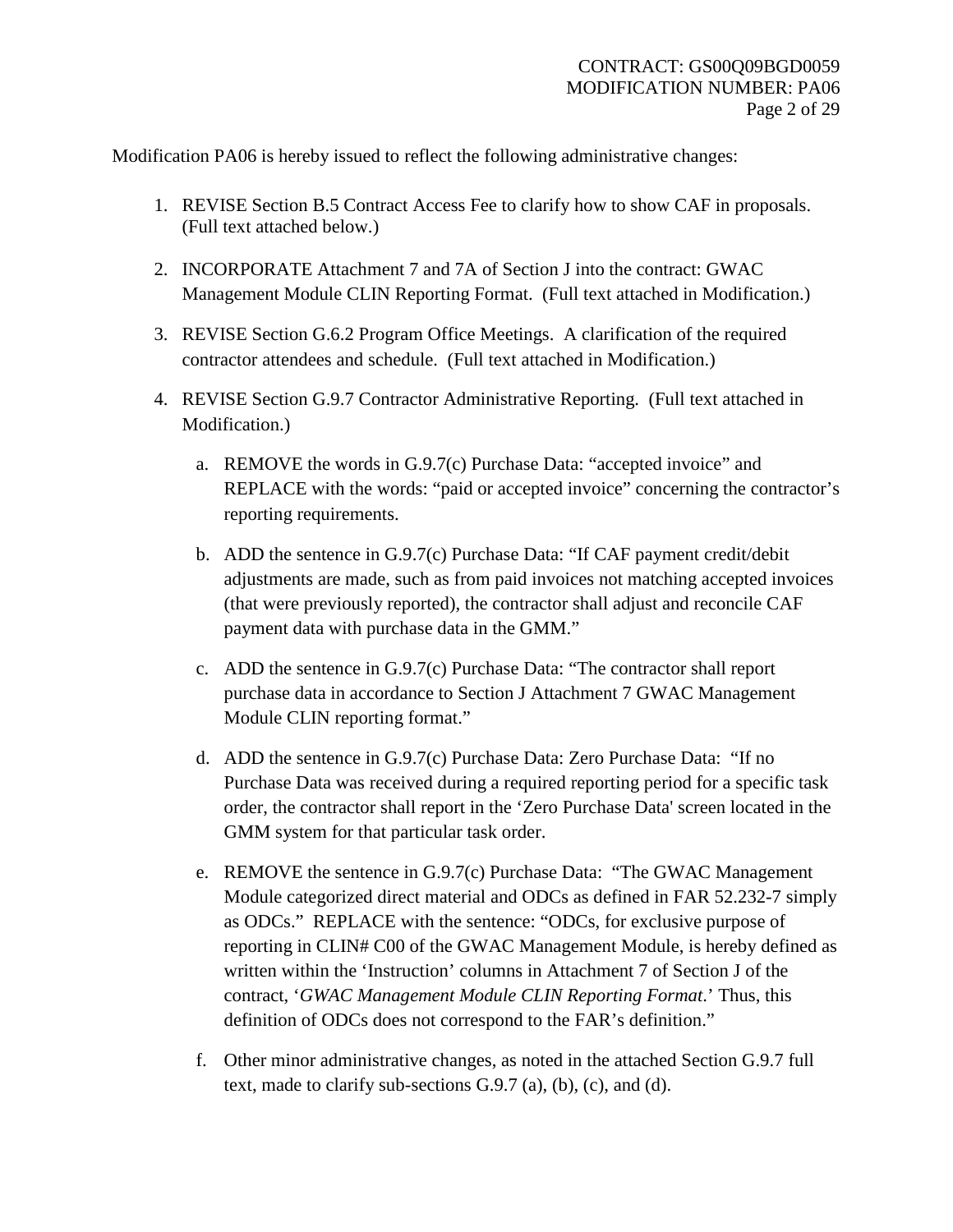Modification PA06 is hereby issued to reflect the following administrative changes:

1. REVISE Section B.5 Contract Access Fee to clarify how to show CAF in proposals. (Full text attached below.)

2. INCORPORATE Attachment 7 and 7A of Section J into the contract: GWAC Management Module CLIN Reporting Format. (Full text attached in Modification.)

3. REVISE Section G.6.2 Program Office Meetings. A clarification of the required contractor attendees and schedule. (Full text attached in Modification.)

4. REVISE Section G.9.7 Contractor Administrative Reporting. (Full text attached in Modification.)

   a. REMOVE the words in G.9.7(c) Purchase Data: "accepted invoice" and REPLACE with the words: "paid or accepted invoice" concerning the contractor's reporting requirements.

   b. ADD the sentence in G.9.7(c) Purchase Data: "If CAF payment credit/debit adjustments are made, such as from paid invoices not matching accepted invoices (that were previously reported), the contractor shall adjust and reconcile CAF payment data with purchase data in the GMM."

   c. ADD the sentence in G.9.7(c) Purchase Data: "The contractor shall report purchase data in accordance to Section J Attachment 7 GWAC Management Module CLIN reporting format."

   d. ADD the sentence in G.9.7(c) Purchase Data: Zero Purchase Data: "If no Purchase Data was received during a required reporting period for a specific task order, the contractor shall report in the 'Zero Purchase Data' screen located in the GMM system for that particular task order.

   e. REMOVE the sentence in G.9.7(c) Purchase Data: "The GWAC Management Module categorized direct material and ODCs as defined in FAR 52.232-7 simply as ODCs." REPLACE with the sentence: "ODCs, for exclusive purpose of reporting in CLIN# C00 of the GWAC Management Module, is hereby defined as written within the 'Instruction' columns in Attachment 7 of Section J of the contract, '*GWAC Management Module CLIN Reporting Format*.' Thus, this definition of ODCs does not correspond to the FAR's definition."

   f. Other minor administrative changes, as noted in the attached Section G.9.7 full text, made to clarify sub-sections G.9.7 (a), (b), (c), and (d).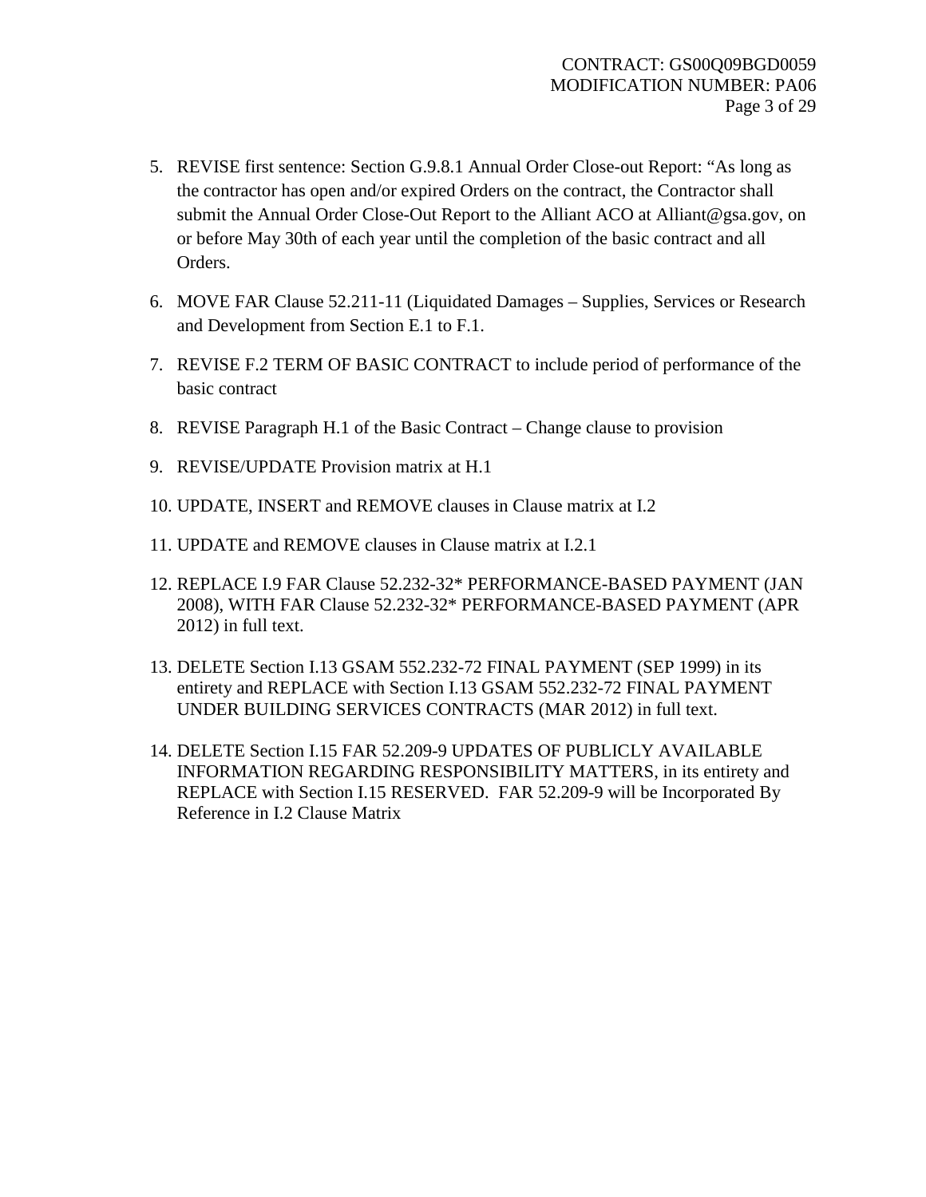5. REVISE first sentence: Section G.9.8.1 Annual Order Close-out Report: "As long as the contractor has open and/or expired Orders on the contract, the Contractor shall submit the Annual Order Close-Out Report to the Alliant ACO at Alliant@gsa.gov, on or before May 30th of each year until the completion of the basic contract and all Orders.

6. MOVE FAR Clause 52.211-11 (Liquidated Damages – Supplies, Services or Research and Development from Section E.1 to F.1.

7. REVISE F.2 TERM OF BASIC CONTRACT to include period of performance of the basic contract

8. REVISE Paragraph H.1 of the Basic Contract – Change clause to provision

9. REVISE/UPDATE Provision matrix at H.1

10. UPDATE, INSERT and REMOVE clauses in Clause matrix at I.2

11. UPDATE and REMOVE clauses in Clause matrix at I.2.1

12. REPLACE I.9 FAR Clause 52.232-32* PERFORMANCE-BASED PAYMENT (JAN 2008), WITH FAR Clause 52.232-32* PERFORMANCE-BASED PAYMENT (APR 2012) in full text.

13. DELETE Section I.13 GSAM 552.232-72 FINAL PAYMENT (SEP 1999) in its entirety and REPLACE with Section I.13 GSAM 552.232-72 FINAL PAYMENT UNDER BUILDING SERVICES CONTRACTS (MAR 2012) in full text.

14. DELETE Section I.15 FAR 52.209-9 UPDATES OF PUBLICLY AVAILABLE INFORMATION REGARDING RESPONSIBILITY MATTERS, in its entirety and REPLACE with Section I.15 RESERVED. FAR 52.209-9 will be Incorporated By Reference in I.2 Clause Matrix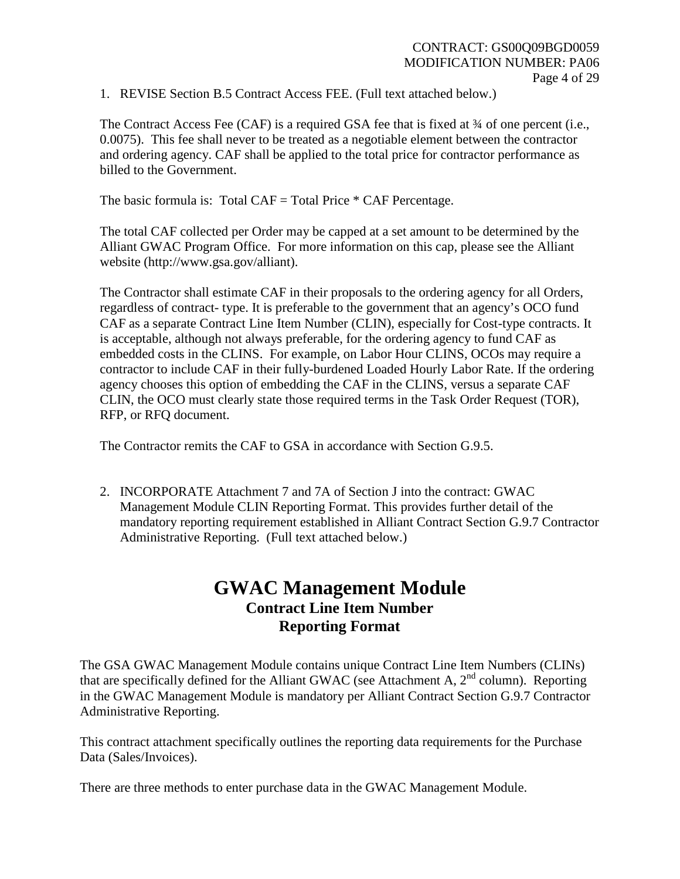1. REVISE Section B.5 Contract Access FEE. (Full text attached below.)

   The Contract Access Fee (CAF) is a required GSA fee that is fixed at ¾ of one percent (i.e., 0.0075). This fee shall never to be treated as a negotiable element between the contractor and ordering agency. CAF shall be applied to the total price for contractor performance as billed to the Government.

   The basic formula is: Total CAF = Total Price * CAF Percentage.

   The total CAF collected per Order may be capped at a set amount to be determined by the Alliant GWAC Program Office. For more information on this cap, please see the Alliant website (http://www.gsa.gov/alliant).

   The Contractor shall estimate CAF in their proposals to the ordering agency for all Orders, regardless of contract- type. It is preferable to the government that an agency's OCO fund CAF as a separate Contract Line Item Number (CLIN), especially for Cost-type contracts. It is acceptable, although not always preferable, for the ordering agency to fund CAF as embedded costs in the CLINS. For example, on Labor Hour CLINS, OCOs may require a contractor to include CAF in their fully-burdened Loaded Hourly Labor Rate. If the ordering agency chooses this option of embedding the CAF in the CLINS, versus a separate CAF CLIN, the OCO must clearly state those required terms in the Task Order Request (TOR), RFP, or RFQ document.

   The Contractor remits the CAF to GSA in accordance with Section G.9.5.

2. INCORPORATE Attachment 7 and 7A of Section J into the contract: GWAC Management Module CLIN Reporting Format. This provides further detail of the mandatory reporting requirement established in Alliant Contract Section G.9.7 Contractor Administrative Reporting. (Full text attached below.)

# GWAC Management Module

## Contract Line Item Number
## Reporting Format

The GSA GWAC Management Module contains unique Contract Line Item Numbers (CLINs) that are specifically defined for the Alliant GWAC (see Attachment A, 2nd column). Reporting in the GWAC Management Module is mandatory per Alliant Contract Section G.9.7 Contractor Administrative Reporting.

This contract attachment specifically outlines the reporting data requirements for the Purchase Data (Sales/Invoices).

There are three methods to enter purchase data in the GWAC Management Module.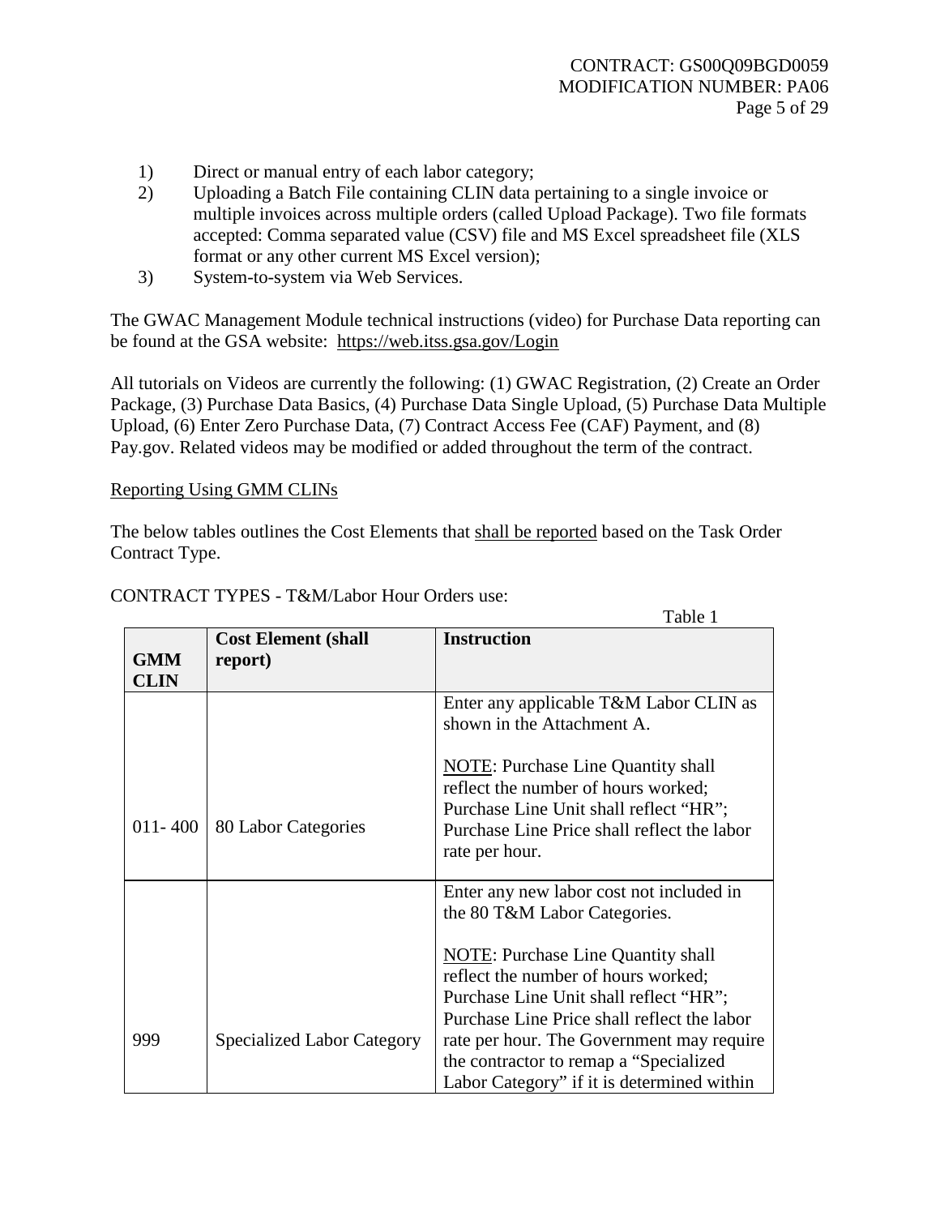1) Direct or manual entry of each labor category;
2) Uploading a Batch File containing CLIN data pertaining to a single invoice or multiple invoices across multiple orders (called Upload Package). Two file formats accepted: Comma separated value (CSV) file and MS Excel spreadsheet file (XLS format or any other current MS Excel version);
3) System-to-system via Web Services.

The GWAC Management Module technical instructions (video) for Purchase Data reporting can be found at the GSA website: https://web.itss.gsa.gov/Login

All tutorials on Videos are currently the following: (1) GWAC Registration, (2) Create an Order Package, (3) Purchase Data Basics, (4) Purchase Data Single Upload, (5) Purchase Data Multiple Upload, (6) Enter Zero Purchase Data, (7) Contract Access Fee (CAF) Payment, and (8) Pay.gov. Related videos may be modified or added throughout the term of the contract.

Reporting Using GMM CLINs

The below tables outlines the Cost Elements that shall be reported based on the Task Order Contract Type.

CONTRACT TYPES - T&M/Labor Hour Orders use:

Table 1

| GMM CLIN | Cost Element (shall report) | Instruction |
|---|---|---|
| 011- 400 | 80 Labor Categories | Enter any applicable T&M Labor CLIN as shown in the Attachment A.<br><br>NOTE: Purchase Line Quantity shall reflect the number of hours worked; Purchase Line Unit shall reflect "HR"; Purchase Line Price shall reflect the labor rate per hour. |
| 999 | Specialized Labor Category | Enter any new labor cost not included in the 80 T&M Labor Categories.<br><br>NOTE: Purchase Line Quantity shall reflect the number of hours worked; Purchase Line Unit shall reflect "HR"; Purchase Line Price shall reflect the labor rate per hour. The Government may require the contractor to remap a "Specialized Labor Category" if it is determined within |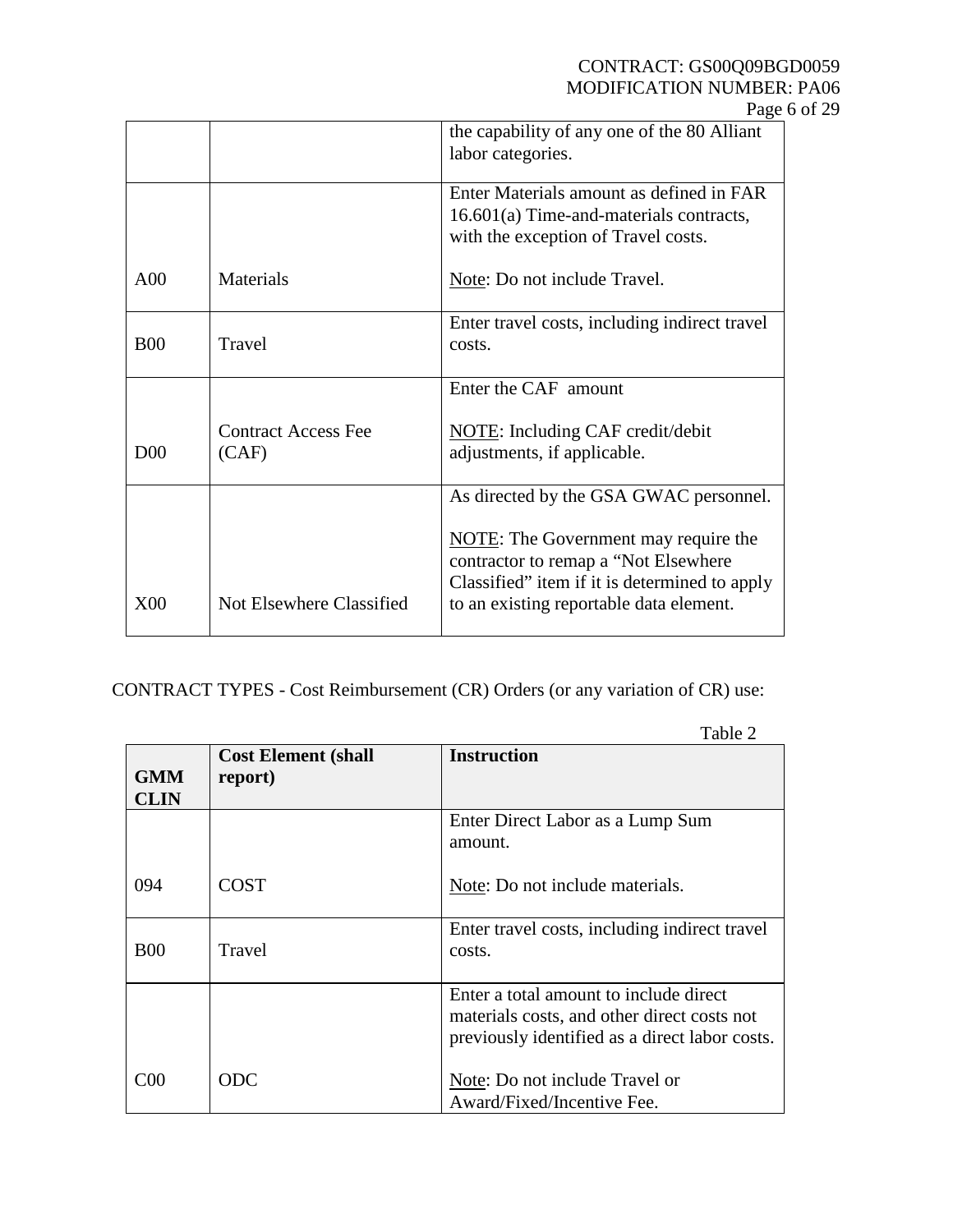| | | |
|---|---|---|
| | | the capability of any one of the 80 Alliant labor categories. |
| A00 | Materials | Enter Materials amount as defined in FAR 16.601(a) Time-and-materials contracts, with the exception of Travel costs.<br><br>Note: Do not include Travel. |
| B00 | Travel | Enter travel costs, including indirect travel costs. |
| D00 | Contract Access Fee (CAF) | Enter the CAF amount<br><br>NOTE: Including CAF credit/debit adjustments, if applicable. |
| X00 | Not Elsewhere Classified | As directed by the GSA GWAC personnel.<br><br>NOTE: The Government may require the contractor to remap a "Not Elsewhere Classified" item if it is determined to apply to an existing reportable data element. |

CONTRACT TYPES - Cost Reimbursement (CR) Orders (or any variation of CR) use:

Table 2

| GMM CLIN | Cost Element (shall report) | Instruction |
|---|---|---|
| 094 | COST | Enter Direct Labor as a Lump Sum amount.<br><br>Note: Do not include materials. |
| B00 | Travel | Enter travel costs, including indirect travel costs. |
| C00 | ODC | Enter a total amount to include direct materials costs, and other direct costs not previously identified as a direct labor costs.<br><br>Note: Do not include Travel or Award/Fixed/Incentive Fee. |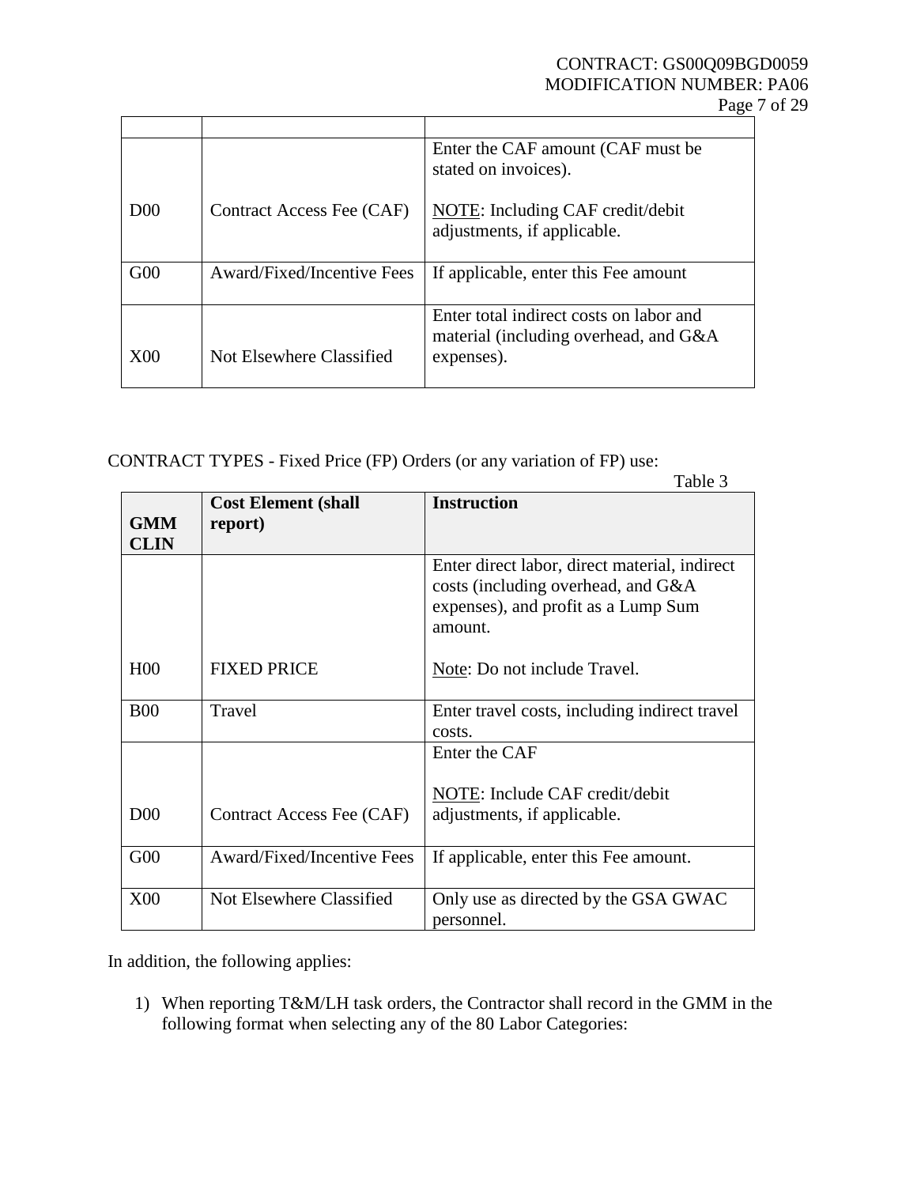| | | |
|---|---|---|
| D00 | Contract Access Fee (CAF) | Enter the CAF amount (CAF must be stated on invoices).<br><br>NOTE: Including CAF credit/debit adjustments, if applicable. |
| G00 | Award/Fixed/Incentive Fees | If applicable, enter this Fee amount |
| X00 | Not Elsewhere Classified | Enter total indirect costs on labor and material (including overhead, and G&A expenses). |

CONTRACT TYPES - Fixed Price (FP) Orders (or any variation of FP) use:

Table 3

| GMM CLIN | Cost Element (shall report) | Instruction |
|---|---|---|
| H00 | FIXED PRICE | Enter direct labor, direct material, indirect costs (including overhead, and G&A expenses), and profit as a Lump Sum amount.<br><br>Note: Do not include Travel. |
| B00 | Travel | Enter travel costs, including indirect travel costs. |
| D00 | Contract Access Fee (CAF) | Enter the CAF<br><br>NOTE: Include CAF credit/debit adjustments, if applicable. |
| G00 | Award/Fixed/Incentive Fees | If applicable, enter this Fee amount. |
| X00 | Not Elsewhere Classified | Only use as directed by the GSA GWAC personnel. |

In addition, the following applies:

1) When reporting T&M/LH task orders, the Contractor shall record in the GMM in the following format when selecting any of the 80 Labor Categories: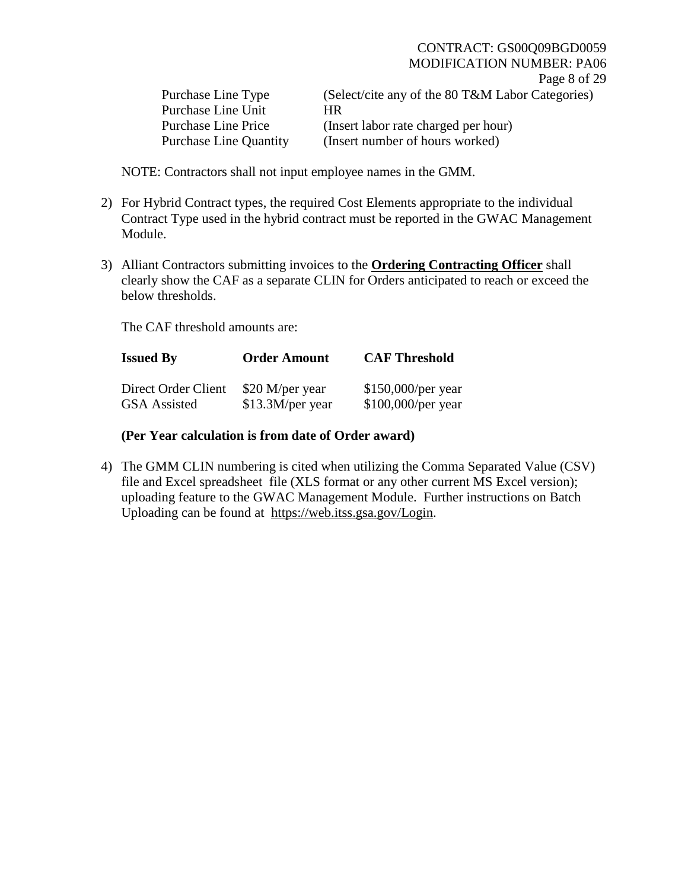| | |
|---|---|
| Purchase Line Type | (Select/cite any of the 80 T&M Labor Categories) |
| Purchase Line Unit | HR |
| Purchase Line Price | (Insert labor rate charged per hour) |
| Purchase Line Quantity | (Insert number of hours worked) |

NOTE: Contractors shall not input employee names in the GMM.

2) For Hybrid Contract types, the required Cost Elements appropriate to the individual Contract Type used in the hybrid contract must be reported in the GWAC Management Module.

3) Alliant Contractors submitting invoices to the **Ordering Contracting Officer** shall clearly show the CAF as a separate CLIN for Orders anticipated to reach or exceed the below thresholds.

   The CAF threshold amounts are:

| Issued By | Order Amount | CAF Threshold |
|---|---|---|
| Direct Order Client | $20 M/per year | $150,000/per year |
| GSA Assisted | $13.3M/per year | $100,000/per year |

   **(Per Year calculation is from date of Order award)**

4) The GMM CLIN numbering is cited when utilizing the Comma Separated Value (CSV) file and Excel spreadsheet file (XLS format or any other current MS Excel version); uploading feature to the GWAC Management Module. Further instructions on Batch Uploading can be found at https://web.itss.gsa.gov/Login.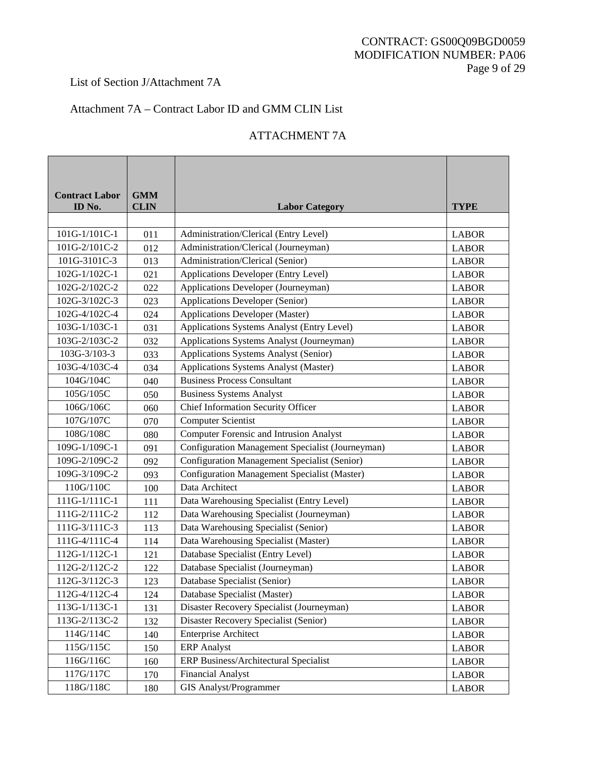List of Section J/Attachment 7A

Attachment 7A – Contract Labor ID and GMM CLIN List

ATTACHMENT 7A

| Contract Labor ID No. | GMM CLIN | Labor Category | TYPE |
|---|---|---|---|
| | | | |
| 101G-1/101C-1 | 011 | Administration/Clerical (Entry Level) | LABOR |
| 101G-2/101C-2 | 012 | Administration/Clerical (Journeyman) | LABOR |
| 101G-3101C-3 | 013 | Administration/Clerical (Senior) | LABOR |
| 102G-1/102C-1 | 021 | Applications Developer (Entry Level) | LABOR |
| 102G-2/102C-2 | 022 | Applications Developer (Journeyman) | LABOR |
| 102G-3/102C-3 | 023 | Applications Developer (Senior) | LABOR |
| 102G-4/102C-4 | 024 | Applications Developer (Master) | LABOR |
| 103G-1/103C-1 | 031 | Applications Systems Analyst (Entry Level) | LABOR |
| 103G-2/103C-2 | 032 | Applications Systems Analyst (Journeyman) | LABOR |
| 103G-3/103-3 | 033 | Applications Systems Analyst (Senior) | LABOR |
| 103G-4/103C-4 | 034 | Applications Systems Analyst (Master) | LABOR |
| 104G/104C | 040 | Business Process Consultant | LABOR |
| 105G/105C | 050 | Business Systems Analyst | LABOR |
| 106G/106C | 060 | Chief Information Security Officer | LABOR |
| 107G/107C | 070 | Computer Scientist | LABOR |
| 108G/108C | 080 | Computer Forensic and Intrusion Analyst | LABOR |
| 109G-1/109C-1 | 091 | Configuration Management Specialist (Journeyman) | LABOR |
| 109G-2/109C-2 | 092 | Configuration Management Specialist (Senior) | LABOR |
| 109G-3/109C-2 | 093 | Configuration Management Specialist (Master) | LABOR |
| 110G/110C | 100 | Data Architect | LABOR |
| 111G-1/111C-1 | 111 | Data Warehousing Specialist (Entry Level) | LABOR |
| 111G-2/111C-2 | 112 | Data Warehousing Specialist (Journeyman) | LABOR |
| 111G-3/111C-3 | 113 | Data Warehousing Specialist (Senior) | LABOR |
| 111G-4/111C-4 | 114 | Data Warehousing Specialist (Master) | LABOR |
| 112G-1/112C-1 | 121 | Database Specialist (Entry Level) | LABOR |
| 112G-2/112C-2 | 122 | Database Specialist (Journeyman) | LABOR |
| 112G-3/112C-3 | 123 | Database Specialist (Senior) | LABOR |
| 112G-4/112C-4 | 124 | Database Specialist (Master) | LABOR |
| 113G-1/113C-1 | 131 | Disaster Recovery Specialist (Journeyman) | LABOR |
| 113G-2/113C-2 | 132 | Disaster Recovery Specialist (Senior) | LABOR |
| 114G/114C | 140 | Enterprise Architect | LABOR |
| 115G/115C | 150 | ERP Analyst | LABOR |
| 116G/116C | 160 | ERP Business/Architectural Specialist | LABOR |
| 117G/117C | 170 | Financial Analyst | LABOR |
| 118G/118C | 180 | GIS Analyst/Programmer | LABOR |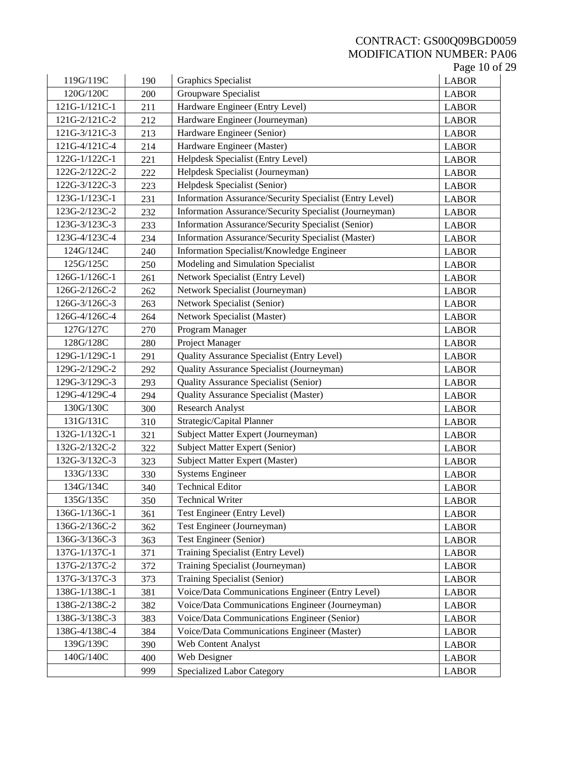| | | | |
|---|---|---|---|
| 119G/119C | 190 | Graphics Specialist | LABOR |
| 120G/120C | 200 | Groupware Specialist | LABOR |
| 121G-1/121C-1 | 211 | Hardware Engineer (Entry Level) | LABOR |
| 121G-2/121C-2 | 212 | Hardware Engineer (Journeyman) | LABOR |
| 121G-3/121C-3 | 213 | Hardware Engineer (Senior) | LABOR |
| 121G-4/121C-4 | 214 | Hardware Engineer (Master) | LABOR |
| 122G-1/122C-1 | 221 | Helpdesk Specialist (Entry Level) | LABOR |
| 122G-2/122C-2 | 222 | Helpdesk Specialist (Journeyman) | LABOR |
| 122G-3/122C-3 | 223 | Helpdesk Specialist (Senior) | LABOR |
| 123G-1/123C-1 | 231 | Information Assurance/Security Specialist (Entry Level) | LABOR |
| 123G-2/123C-2 | 232 | Information Assurance/Security Specialist (Journeyman) | LABOR |
| 123G-3/123C-3 | 233 | Information Assurance/Security Specialist (Senior) | LABOR |
| 123G-4/123C-4 | 234 | Information Assurance/Security Specialist (Master) | LABOR |
| 124G/124C | 240 | Information Specialist/Knowledge Engineer | LABOR |
| 125G/125C | 250 | Modeling and Simulation Specialist | LABOR |
| 126G-1/126C-1 | 261 | Network Specialist (Entry Level) | LABOR |
| 126G-2/126C-2 | 262 | Network Specialist (Journeyman) | LABOR |
| 126G-3/126C-3 | 263 | Network Specialist (Senior) | LABOR |
| 126G-4/126C-4 | 264 | Network Specialist (Master) | LABOR |
| 127G/127C | 270 | Program Manager | LABOR |
| 128G/128C | 280 | Project Manager | LABOR |
| 129G-1/129C-1 | 291 | Quality Assurance Specialist (Entry Level) | LABOR |
| 129G-2/129C-2 | 292 | Quality Assurance Specialist (Journeyman) | LABOR |
| 129G-3/129C-3 | 293 | Quality Assurance Specialist (Senior) | LABOR |
| 129G-4/129C-4 | 294 | Quality Assurance Specialist (Master) | LABOR |
| 130G/130C | 300 | Research Analyst | LABOR |
| 131G/131C | 310 | Strategic/Capital Planner | LABOR |
| 132G-1/132C-1 | 321 | Subject Matter Expert (Journeyman) | LABOR |
| 132G-2/132C-2 | 322 | Subject Matter Expert (Senior) | LABOR |
| 132G-3/132C-3 | 323 | Subject Matter Expert (Master) | LABOR |
| 133G/133C | 330 | Systems Engineer | LABOR |
| 134G/134C | 340 | Technical Editor | LABOR |
| 135G/135C | 350 | Technical Writer | LABOR |
| 136G-1/136C-1 | 361 | Test Engineer (Entry Level) | LABOR |
| 136G-2/136C-2 | 362 | Test Engineer (Journeyman) | LABOR |
| 136G-3/136C-3 | 363 | Test Engineer (Senior) | LABOR |
| 137G-1/137C-1 | 371 | Training Specialist (Entry Level) | LABOR |
| 137G-2/137C-2 | 372 | Training Specialist (Journeyman) | LABOR |
| 137G-3/137C-3 | 373 | Training Specialist (Senior) | LABOR |
| 138G-1/138C-1 | 381 | Voice/Data Communications Engineer (Entry Level) | LABOR |
| 138G-2/138C-2 | 382 | Voice/Data Communications Engineer (Journeyman) | LABOR |
| 138G-3/138C-3 | 383 | Voice/Data Communications Engineer (Senior) | LABOR |
| 138G-4/138C-4 | 384 | Voice/Data Communications Engineer (Master) | LABOR |
| 139G/139C | 390 | Web Content Analyst | LABOR |
| 140G/140C | 400 | Web Designer | LABOR |
| | 999 | Specialized Labor Category | LABOR |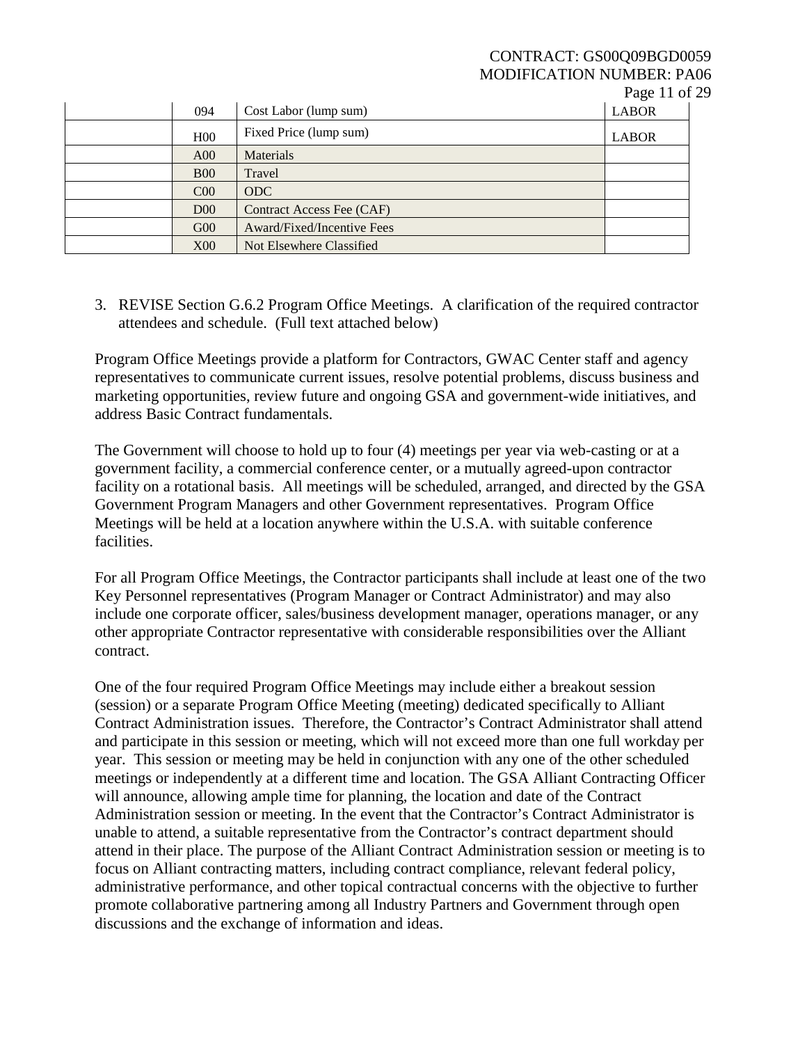| | | | |
|---|---|---|---|
| | 094 | Cost Labor (lump sum) | LABOR |
| | H00 | Fixed Price (lump sum) | LABOR |
| | A00 | Materials | |
| | B00 | Travel | |
| | C00 | ODC | |
| | D00 | Contract Access Fee (CAF) | |
| | G00 | Award/Fixed/Incentive Fees | |
| | X00 | Not Elsewhere Classified | |

3. REVISE Section G.6.2 Program Office Meetings. A clarification of the required contractor attendees and schedule. (Full text attached below)

Program Office Meetings provide a platform for Contractors, GWAC Center staff and agency representatives to communicate current issues, resolve potential problems, discuss business and marketing opportunities, review future and ongoing GSA and government-wide initiatives, and address Basic Contract fundamentals.

The Government will choose to hold up to four (4) meetings per year via web-casting or at a government facility, a commercial conference center, or a mutually agreed-upon contractor facility on a rotational basis. All meetings will be scheduled, arranged, and directed by the GSA Government Program Managers and other Government representatives. Program Office Meetings will be held at a location anywhere within the U.S.A. with suitable conference facilities.

For all Program Office Meetings, the Contractor participants shall include at least one of the two Key Personnel representatives (Program Manager or Contract Administrator) and may also include one corporate officer, sales/business development manager, operations manager, or any other appropriate Contractor representative with considerable responsibilities over the Alliant contract.

One of the four required Program Office Meetings may include either a breakout session (session) or a separate Program Office Meeting (meeting) dedicated specifically to Alliant Contract Administration issues. Therefore, the Contractor's Contract Administrator shall attend and participate in this session or meeting, which will not exceed more than one full workday per year. This session or meeting may be held in conjunction with any one of the other scheduled meetings or independently at a different time and location. The GSA Alliant Contracting Officer will announce, allowing ample time for planning, the location and date of the Contract Administration session or meeting. In the event that the Contractor's Contract Administrator is unable to attend, a suitable representative from the Contractor's contract department should attend in their place. The purpose of the Alliant Contract Administration session or meeting is to focus on Alliant contracting matters, including contract compliance, relevant federal policy, administrative performance, and other topical contractual concerns with the objective to further promote collaborative partnering among all Industry Partners and Government through open discussions and the exchange of information and ideas.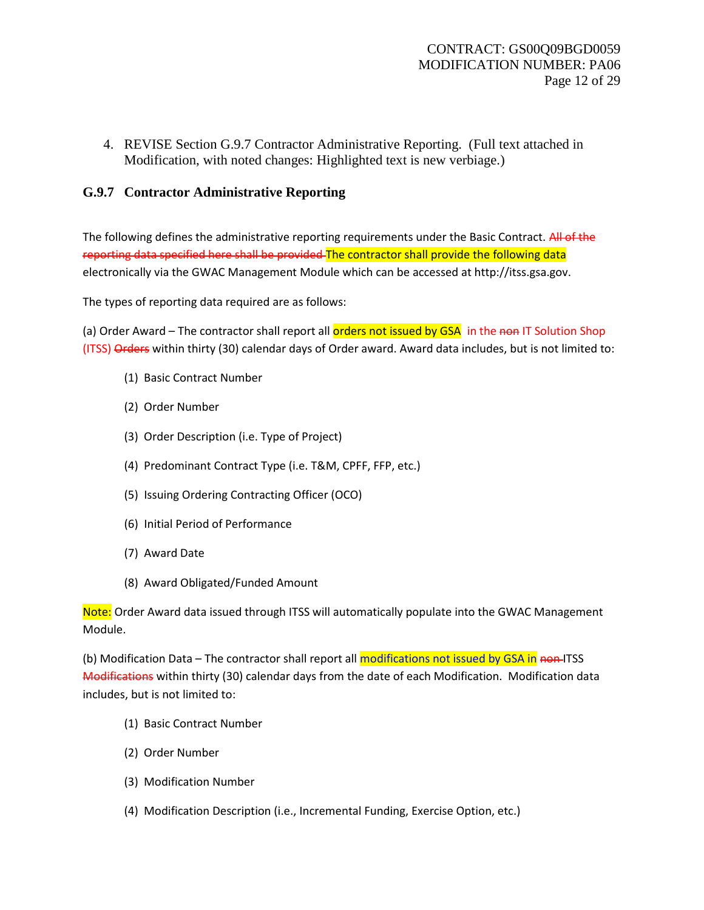4. REVISE Section G.9.7 Contractor Administrative Reporting. (Full text attached in Modification, with noted changes: Highlighted text is new verbiage.)

### G.9.7 Contractor Administrative Reporting

The following defines the administrative reporting requirements under the Basic Contract. ~~All of the reporting data specified here shall be provided~~ The contractor shall provide the following data electronically via the GWAC Management Module which can be accessed at http://itss.gsa.gov.

The types of reporting data required are as follows:

(a) Order Award – The contractor shall report all orders not issued by GSA in the ~~non~~ IT Solution Shop (ITSS) ~~Orders~~ within thirty (30) calendar days of Order award. Award data includes, but is not limited to:

(1) Basic Contract Number

(2) Order Number

(3) Order Description (i.e. Type of Project)

(4) Predominant Contract Type (i.e. T&M, CPFF, FFP, etc.)

(5) Issuing Ordering Contracting Officer (OCO)

(6) Initial Period of Performance

(7) Award Date

(8) Award Obligated/Funded Amount

Note: Order Award data issued through ITSS will automatically populate into the GWAC Management Module.

(b) Modification Data – The contractor shall report all modifications not issued by GSA in ~~non~~ ITSS ~~Modifications~~ within thirty (30) calendar days from the date of each Modification. Modification data includes, but is not limited to:

(1) Basic Contract Number

(2) Order Number

(3) Modification Number

(4) Modification Description (i.e., Incremental Funding, Exercise Option, etc.)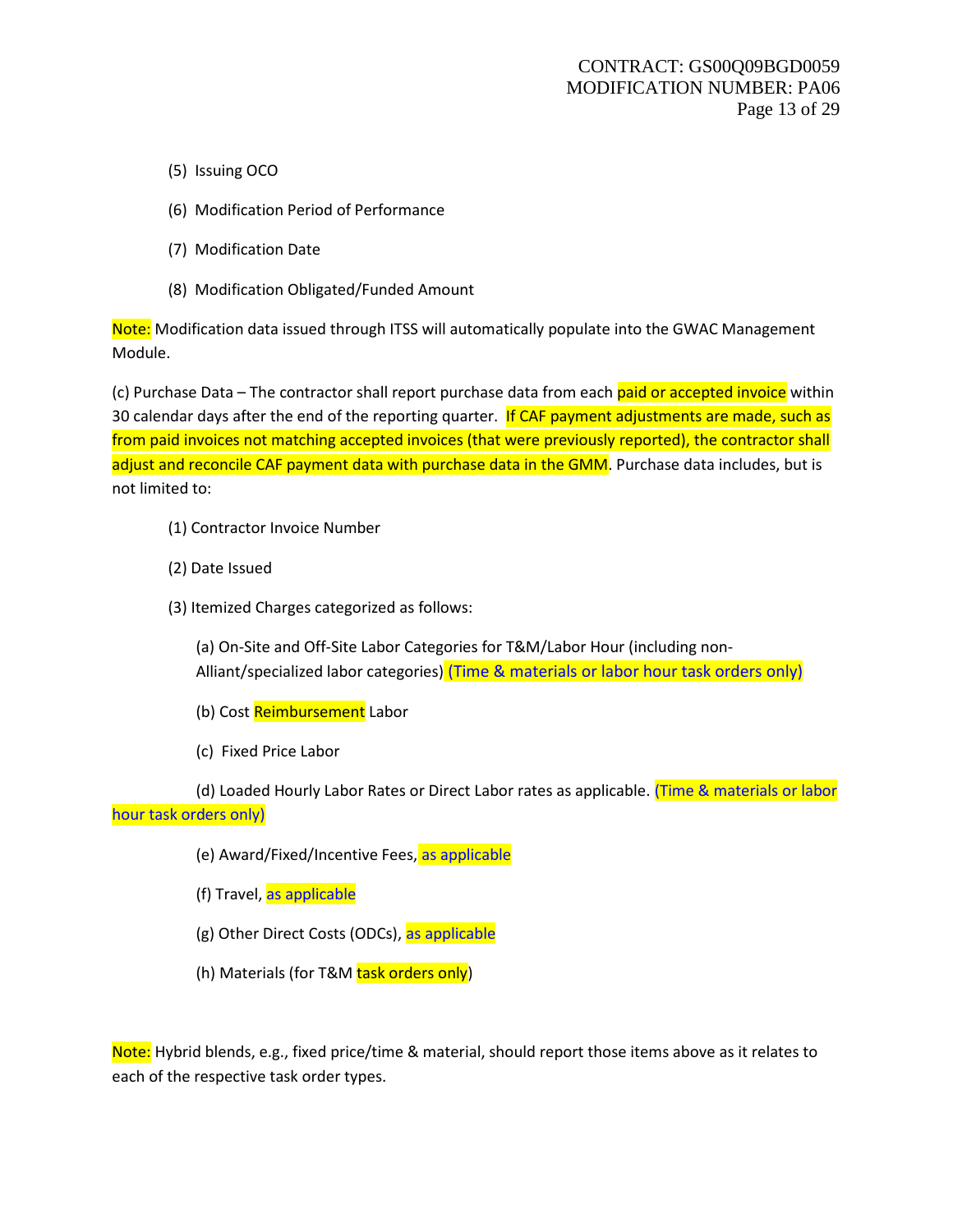(5) Issuing OCO

(6) Modification Period of Performance

(7) Modification Date

(8) Modification Obligated/Funded Amount

Note: Modification data issued through ITSS will automatically populate into the GWAC Management Module.

(c) Purchase Data – The contractor shall report purchase data from each paid or accepted invoice within 30 calendar days after the end of the reporting quarter. If CAF payment adjustments are made, such as from paid invoices not matching accepted invoices (that were previously reported), the contractor shall adjust and reconcile CAF payment data with purchase data in the GMM. Purchase data includes, but is not limited to:

(1) Contractor Invoice Number

(2) Date Issued

(3) Itemized Charges categorized as follows:

(a) On-Site and Off-Site Labor Categories for T&M/Labor Hour (including non-Alliant/specialized labor categories) (Time & materials or labor hour task orders only)

(b) Cost Reimbursement Labor

(c) Fixed Price Labor

(d) Loaded Hourly Labor Rates or Direct Labor rates as applicable. (Time & materials or labor hour task orders only)

(e) Award/Fixed/Incentive Fees, as applicable

(f) Travel, as applicable

(g) Other Direct Costs (ODCs), as applicable

(h) Materials (for T&M task orders only)

Note: Hybrid blends, e.g., fixed price/time & material, should report those items above as it relates to each of the respective task order types.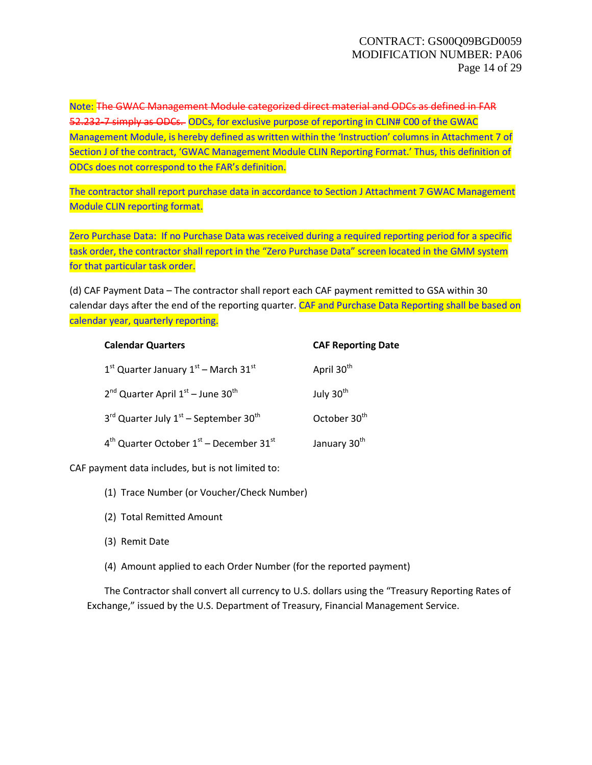Note: ~~The GWAC Management Module categorized direct material and ODCs as defined in FAR 52.232-7 simply as ODCs.~~ ODCs, for exclusive purpose of reporting in CLIN# C00 of the GWAC Management Module, is hereby defined as written within the 'Instruction' columns in Attachment 7 of Section J of the contract, 'GWAC Management Module CLIN Reporting Format.' Thus, this definition of ODCs does not correspond to the FAR's definition.

The contractor shall report purchase data in accordance to Section J Attachment 7 GWAC Management Module CLIN reporting format.

Zero Purchase Data: If no Purchase Data was received during a required reporting period for a specific task order, the contractor shall report in the "Zero Purchase Data" screen located in the GMM system for that particular task order.

(d) CAF Payment Data – The contractor shall report each CAF payment remitted to GSA within 30 calendar days after the end of the reporting quarter. CAF and Purchase Data Reporting shall be based on calendar year, quarterly reporting.

| Calendar Quarters | CAF Reporting Date |
|---|---|
| 1st Quarter January 1st – March 31st | April 30th |
| 2nd Quarter April 1st – June 30th | July 30th |
| 3rd Quarter July 1st – September 30th | October 30th |
| 4th Quarter October 1st – December 31st | January 30th |

CAF payment data includes, but is not limited to:

(1) Trace Number (or Voucher/Check Number)

(2) Total Remitted Amount

(3) Remit Date

(4) Amount applied to each Order Number (for the reported payment)

The Contractor shall convert all currency to U.S. dollars using the "Treasury Reporting Rates of Exchange," issued by the U.S. Department of Treasury, Financial Management Service.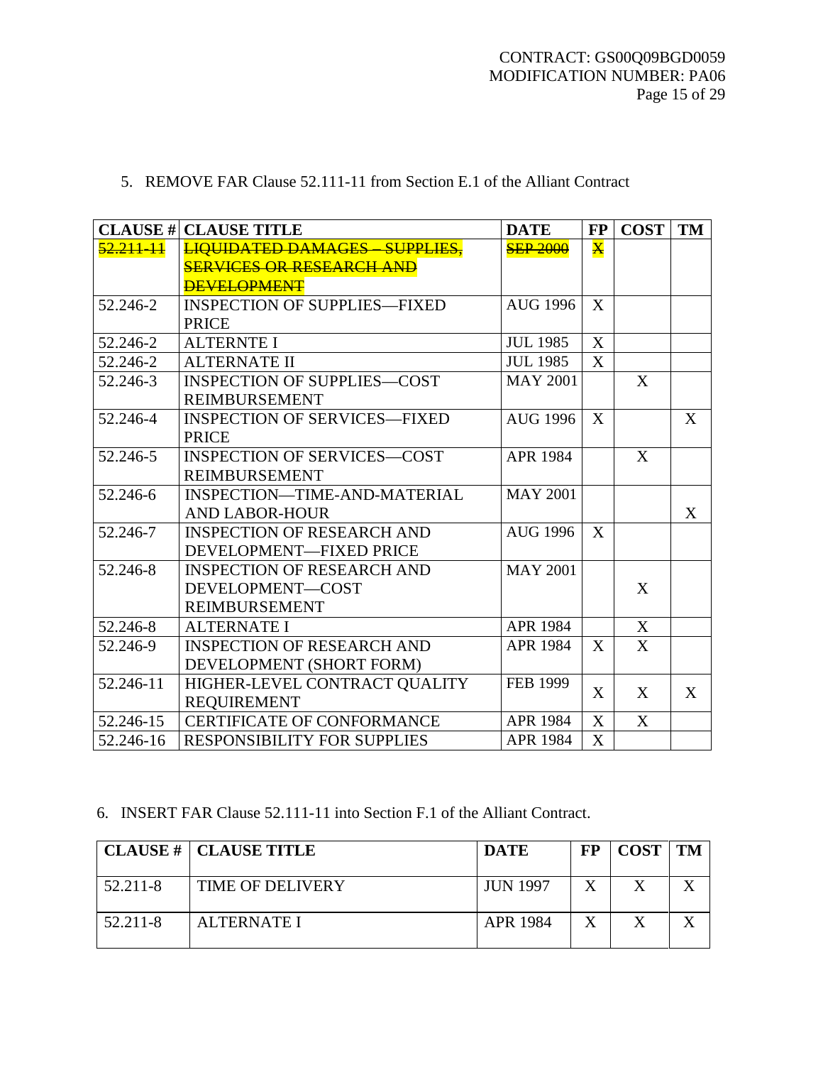5. REMOVE FAR Clause 52.111-11 from Section E.1 of the Alliant Contract

| CLAUSE # | CLAUSE TITLE | DATE | FP | COST | TM |
|---|---|---|---|---|---|
| ~~52.211-11~~ | ~~LIQUIDATED DAMAGES – SUPPLIES, SERVICES OR RESEARCH AND DEVELOPMENT~~ | ~~SEP 2000~~ | ~~X~~ | | |
| 52.246-2 | INSPECTION OF SUPPLIES—FIXED PRICE | AUG 1996 | X | | |
| 52.246-2 | ALTERNTE I | JUL 1985 | X | | |
| 52.246-2 | ALTERNATE II | JUL 1985 | X | | |
| 52.246-3 | INSPECTION OF SUPPLIES—COST REIMBURSEMENT | MAY 2001 | | X | |
| 52.246-4 | INSPECTION OF SERVICES—FIXED PRICE | AUG 1996 | X | | X |
| 52.246-5 | INSPECTION OF SERVICES—COST REIMBURSEMENT | APR 1984 | | X | |
| 52.246-6 | INSPECTION—TIME-AND-MATERIAL AND LABOR-HOUR | MAY 2001 | | | X |
| 52.246-7 | INSPECTION OF RESEARCH AND DEVELOPMENT—FIXED PRICE | AUG 1996 | X | | |
| 52.246-8 | INSPECTION OF RESEARCH AND DEVELOPMENT—COST REIMBURSEMENT | MAY 2001 | | X | |
| 52.246-8 | ALTERNATE I | APR 1984 | | X | |
| 52.246-9 | INSPECTION OF RESEARCH AND DEVELOPMENT (SHORT FORM) | APR 1984 | X | X | |
| 52.246-11 | HIGHER-LEVEL CONTRACT QUALITY REQUIREMENT | FEB 1999 | X | X | X |
| 52.246-15 | CERTIFICATE OF CONFORMANCE | APR 1984 | X | X | |
| 52.246-16 | RESPONSIBILITY FOR SUPPLIES | APR 1984 | X | | |

6. INSERT FAR Clause 52.111-11 into Section F.1 of the Alliant Contract.

| CLAUSE # | CLAUSE TITLE | DATE | FP | COST | TM |
|---|---|---|---|---|---|
| 52.211-8 | TIME OF DELIVERY | JUN 1997 | X | X | X |
| 52.211-8 | ALTERNATE I | APR 1984 | X | X | X |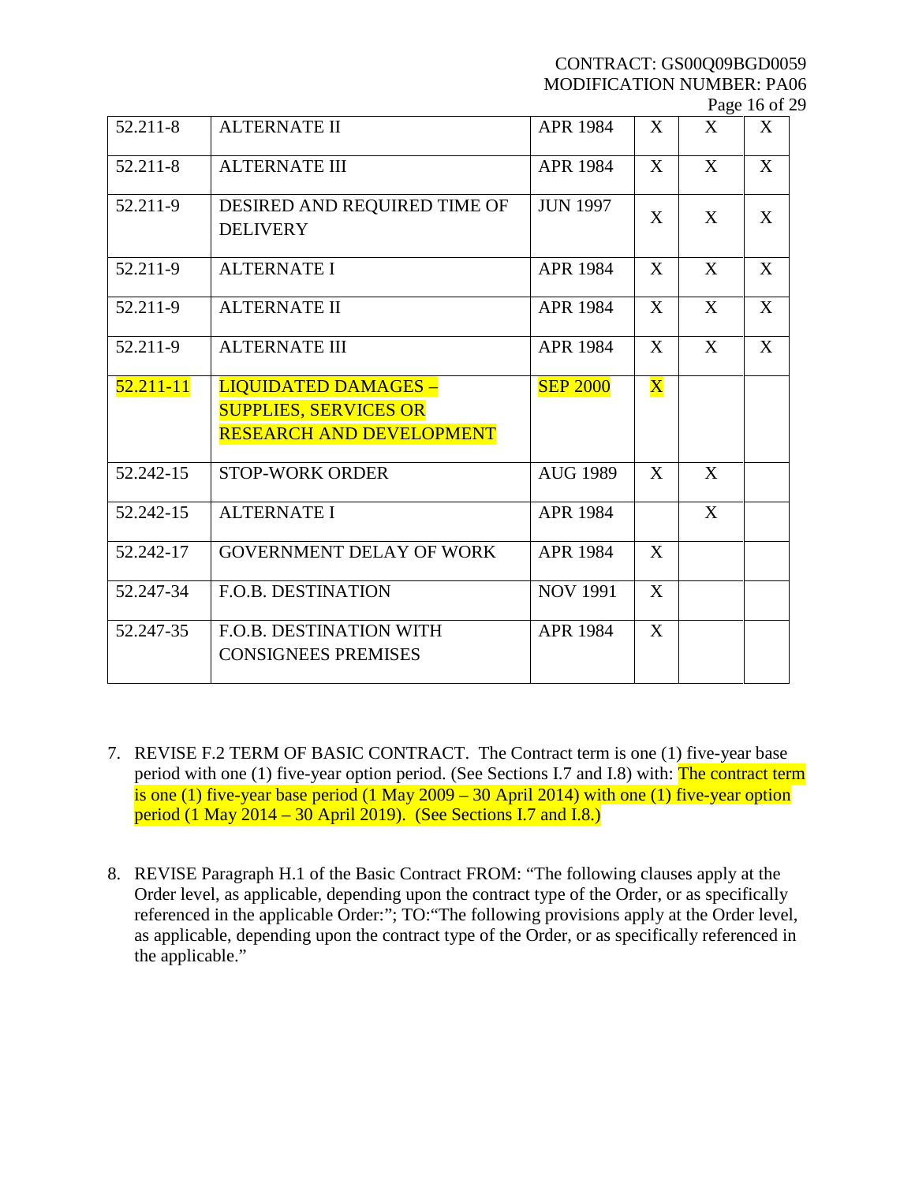| | | | | | |
|---|---|---|---|---|---|
| 52.211-8 | ALTERNATE II | APR 1984 | X | X | X |
| 52.211-8 | ALTERNATE III | APR 1984 | X | X | X |
| 52.211-9 | DESIRED AND REQUIRED TIME OF DELIVERY | JUN 1997 | X | X | X |
| 52.211-9 | ALTERNATE I | APR 1984 | X | X | X |
| 52.211-9 | ALTERNATE II | APR 1984 | X | X | X |
| 52.211-9 | ALTERNATE III | APR 1984 | X | X | X |
| 52.211-11 | LIQUIDATED DAMAGES – SUPPLIES, SERVICES OR RESEARCH AND DEVELOPMENT | SEP 2000 | X | | |
| 52.242-15 | STOP-WORK ORDER | AUG 1989 | X | X | |
| 52.242-15 | ALTERNATE I | APR 1984 | | X | |
| 52.242-17 | GOVERNMENT DELAY OF WORK | APR 1984 | X | | |
| 52.247-34 | F.O.B. DESTINATION | NOV 1991 | X | | |
| 52.247-35 | F.O.B. DESTINATION WITH CONSIGNEES PREMISES | APR 1984 | X | | |

7. REVISE F.2 TERM OF BASIC CONTRACT. The Contract term is one (1) five-year base period with one (1) five-year option period. (See Sections I.7 and I.8) with: The contract term is one (1) five-year base period (1 May 2009 – 30 April 2014) with one (1) five-year option period (1 May 2014 – 30 April 2019). (See Sections I.7 and I.8.)

8. REVISE Paragraph H.1 of the Basic Contract FROM: "The following clauses apply at the Order level, as applicable, depending upon the contract type of the Order, or as specifically referenced in the applicable Order:"; TO:"The following provisions apply at the Order level, as applicable, depending upon the contract type of the Order, or as specifically referenced in the applicable."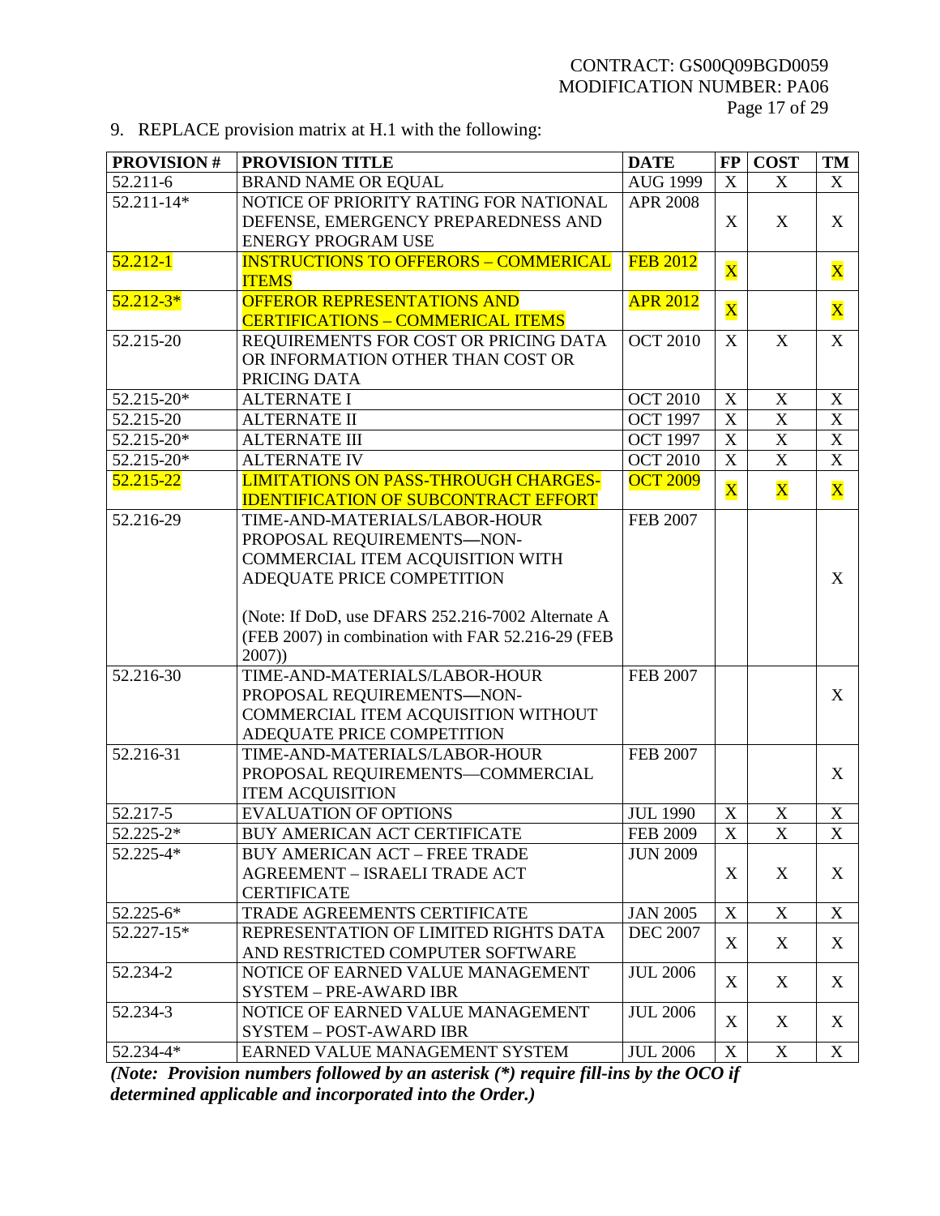9. REPLACE provision matrix at H.1 with the following:

| PROVISION # | PROVISION TITLE | DATE | FP | COST | TM |
|---|---|---|---|---|---|
| 52.211-6 | BRAND NAME OR EQUAL | AUG 1999 | X | X | X |
| 52.211-14* | NOTICE OF PRIORITY RATING FOR NATIONAL DEFENSE, EMERGENCY PREPAREDNESS AND ENERGY PROGRAM USE | APR 2008 | X | X | X |
| 52.212-1 | INSTRUCTIONS TO OFFERORS – COMMERICAL ITEMS | FEB 2012 | X | | X |
| 52.212-3* | OFFEROR REPRESENTATIONS AND CERTIFICATIONS – COMMERICAL ITEMS | APR 2012 | X | | X |
| 52.215-20 | REQUIREMENTS FOR COST OR PRICING DATA OR INFORMATION OTHER THAN COST OR PRICING DATA | OCT 2010 | X | X | X |
| 52.215-20* | ALTERNATE I | OCT 2010 | X | X | X |
| 52.215-20 | ALTERNATE II | OCT 1997 | X | X | X |
| 52.215-20* | ALTERNATE III | OCT 1997 | X | X | X |
| 52.215-20* | ALTERNATE IV | OCT 2010 | X | X | X |
| 52.215-22 | LIMITATIONS ON PASS-THROUGH CHARGES-IDENTIFICATION OF SUBCONTRACT EFFORT | OCT 2009 | X | X | X |
| 52.216-29 | TIME-AND-MATERIALS/LABOR-HOUR PROPOSAL REQUIREMENTS—NON-COMMERCIAL ITEM ACQUISITION WITH ADEQUATE PRICE COMPETITION<br><br>(Note: If DoD, use DFARS 252.216-7002 Alternate A (FEB 2007) in combination with FAR 52.216-29 (FEB 2007)) | FEB 2007 | | | X |
| 52.216-30 | TIME-AND-MATERIALS/LABOR-HOUR PROPOSAL REQUIREMENTS—NON-COMMERCIAL ITEM ACQUISITION WITHOUT ADEQUATE PRICE COMPETITION | FEB 2007 | | | X |
| 52.216-31 | TIME-AND-MATERIALS/LABOR-HOUR PROPOSAL REQUIREMENTS—COMMERCIAL ITEM ACQUISITION | FEB 2007 | | | X |
| 52.217-5 | EVALUATION OF OPTIONS | JUL 1990 | X | X | X |
| 52.225-2* | BUY AMERICAN ACT CERTIFICATE | FEB 2009 | X | X | X |
| 52.225-4* | BUY AMERICAN ACT – FREE TRADE AGREEMENT – ISRAELI TRADE ACT CERTIFICATE | JUN 2009 | X | X | X |
| 52.225-6* | TRADE AGREEMENTS CERTIFICATE | JAN 2005 | X | X | X |
| 52.227-15* | REPRESENTATION OF LIMITED RIGHTS DATA AND RESTRICTED COMPUTER SOFTWARE | DEC 2007 | X | X | X |
| 52.234-2 | NOTICE OF EARNED VALUE MANAGEMENT SYSTEM – PRE-AWARD IBR | JUL 2006 | X | X | X |
| 52.234-3 | NOTICE OF EARNED VALUE MANAGEMENT SYSTEM – POST-AWARD IBR | JUL 2006 | X | X | X |
| 52.234-4* | EARNED VALUE MANAGEMENT SYSTEM | JUL 2006 | X | X | X |

***(Note: Provision numbers followed by an asterisk (*) require fill-ins by the OCO if determined applicable and incorporated into the Order.)***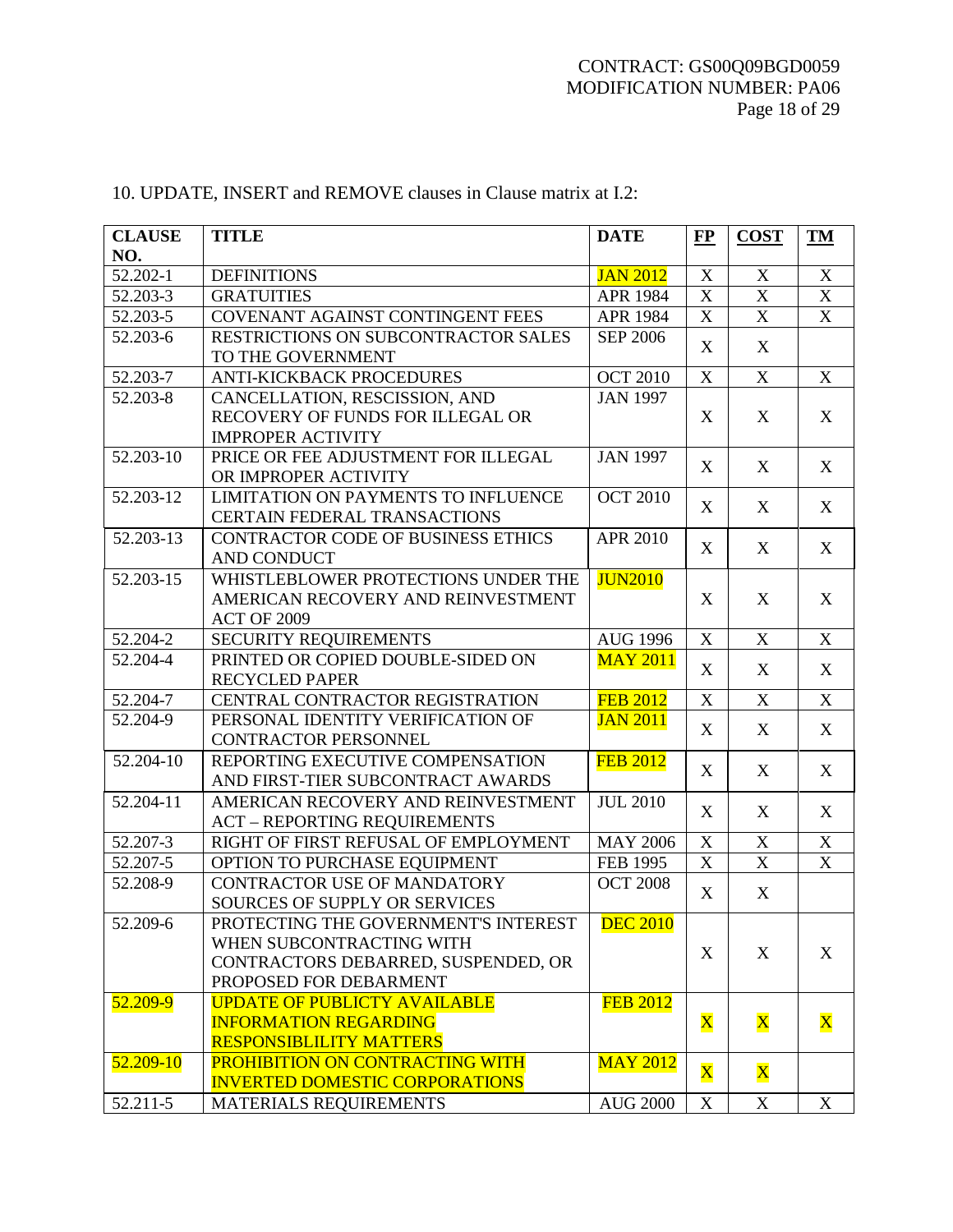10. UPDATE, INSERT and REMOVE clauses in Clause matrix at I.2:

| CLAUSE NO. | TITLE | DATE | FP | COST | TM |
|---|---|---|---|---|---|
| 52.202-1 | DEFINITIONS | JAN 2012 | X | X | X |
| 52.203-3 | GRATUITIES | APR 1984 | X | X | X |
| 52.203-5 | COVENANT AGAINST CONTINGENT FEES | APR 1984 | X | X | X |
| 52.203-6 | RESTRICTIONS ON SUBCONTRACTOR SALES TO THE GOVERNMENT | SEP 2006 | X | X | |
| 52.203-7 | ANTI-KICKBACK PROCEDURES | OCT 2010 | X | X | X |
| 52.203-8 | CANCELLATION, RESCISSION, AND RECOVERY OF FUNDS FOR ILLEGAL OR IMPROPER ACTIVITY | JAN 1997 | X | X | X |
| 52.203-10 | PRICE OR FEE ADJUSTMENT FOR ILLEGAL OR IMPROPER ACTIVITY | JAN 1997 | X | X | X |
| 52.203-12 | LIMITATION ON PAYMENTS TO INFLUENCE CERTAIN FEDERAL TRANSACTIONS | OCT 2010 | X | X | X |
| 52.203-13 | CONTRACTOR CODE OF BUSINESS ETHICS AND CONDUCT | APR 2010 | X | X | X |
| 52.203-15 | WHISTLEBLOWER PROTECTIONS UNDER THE AMERICAN RECOVERY AND REINVESTMENT ACT OF 2009 | JUN2010 | X | X | X |
| 52.204-2 | SECURITY REQUIREMENTS | AUG 1996 | X | X | X |
| 52.204-4 | PRINTED OR COPIED DOUBLE-SIDED ON RECYCLED PAPER | MAY 2011 | X | X | X |
| 52.204-7 | CENTRAL CONTRACTOR REGISTRATION | FEB 2012 | X | X | X |
| 52.204-9 | PERSONAL IDENTITY VERIFICATION OF CONTRACTOR PERSONNEL | JAN 2011 | X | X | X |
| 52.204-10 | REPORTING EXECUTIVE COMPENSATION AND FIRST-TIER SUBCONTRACT AWARDS | FEB 2012 | X | X | X |
| 52.204-11 | AMERICAN RECOVERY AND REINVESTMENT ACT – REPORTING REQUIREMENTS | JUL 2010 | X | X | X |
| 52.207-3 | RIGHT OF FIRST REFUSAL OF EMPLOYMENT | MAY 2006 | X | X | X |
| 52.207-5 | OPTION TO PURCHASE EQUIPMENT | FEB 1995 | X | X | X |
| 52.208-9 | CONTRACTOR USE OF MANDATORY SOURCES OF SUPPLY OR SERVICES | OCT 2008 | X | X | |
| 52.209-6 | PROTECTING THE GOVERNMENT'S INTEREST WHEN SUBCONTRACTING WITH CONTRACTORS DEBARRED, SUSPENDED, OR PROPOSED FOR DEBARMENT | DEC 2010 | X | X | X |
| 52.209-9 | UPDATE OF PUBLICTY AVAILABLE INFORMATION REGARDING RESPONSIBLILITY MATTERS | FEB 2012 | X | X | X |
| 52.209-10 | PROHIBITION ON CONTRACTING WITH INVERTED DOMESTIC CORPORATIONS | MAY 2012 | X | X | |
| 52.211-5 | MATERIALS REQUIREMENTS | AUG 2000 | X | X | X |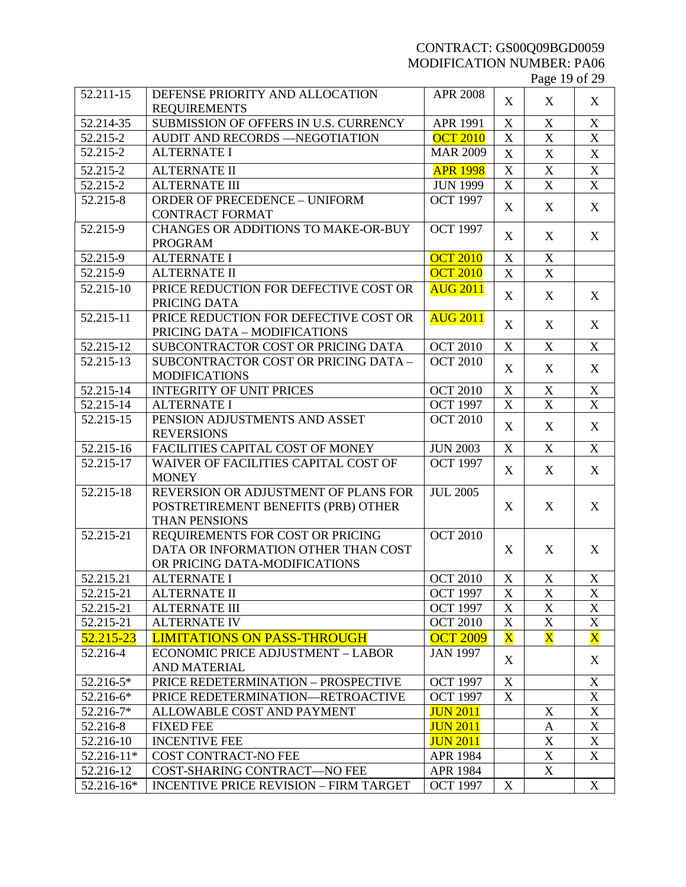| | | | | | |
|---|---|---|---|---|---|
| 52.211-15 | DEFENSE PRIORITY AND ALLOCATION REQUIREMENTS | APR 2008 | X | X | X |
| 52.214-35 | SUBMISSION OF OFFERS IN U.S. CURRENCY | APR 1991 | X | X | X |
| 52.215-2 | AUDIT AND RECORDS —NEGOTIATION | OCT 2010 | X | X | X |
| 52.215-2 | ALTERNATE I | MAR 2009 | X | X | X |
| 52.215-2 | ALTERNATE II | APR 1998 | X | X | X |
| 52.215-2 | ALTERNATE III | JUN 1999 | X | X | X |
| 52.215-8 | ORDER OF PRECEDENCE – UNIFORM CONTRACT FORMAT | OCT 1997 | X | X | X |
| 52.215-9 | CHANGES OR ADDITIONS TO MAKE-OR-BUY PROGRAM | OCT 1997 | X | X | X |
| 52.215-9 | ALTERNATE I | OCT 2010 | X | X | |
| 52.215-9 | ALTERNATE II | OCT 2010 | X | X | |
| 52.215-10 | PRICE REDUCTION FOR DEFECTIVE COST OR PRICING DATA | AUG 2011 | X | X | X |
| 52.215-11 | PRICE REDUCTION FOR DEFECTIVE COST OR PRICING DATA – MODIFICATIONS | AUG 2011 | X | X | X |
| 52.215-12 | SUBCONTRACTOR COST OR PRICING DATA | OCT 2010 | X | X | X |
| 52.215-13 | SUBCONTRACTOR COST OR PRICING DATA – MODIFICATIONS | OCT 2010 | X | X | X |
| 52.215-14 | INTEGRITY OF UNIT PRICES | OCT 2010 | X | X | X |
| 52.215-14 | ALTERNATE I | OCT 1997 | X | X | X |
| 52.215-15 | PENSION ADJUSTMENTS AND ASSET REVERSIONS | OCT 2010 | X | X | X |
| 52.215-16 | FACILITIES CAPITAL COST OF MONEY | JUN 2003 | X | X | X |
| 52.215-17 | WAIVER OF FACILITIES CAPITAL COST OF MONEY | OCT 1997 | X | X | X |
| 52.215-18 | REVERSION OR ADJUSTMENT OF PLANS FOR POSTRETIREMENT BENEFITS (PRB) OTHER THAN PENSIONS | JUL 2005 | X | X | X |
| 52.215-21 | REQUIREMENTS FOR COST OR PRICING DATA OR INFORMATION OTHER THAN COST OR PRICING DATA-MODIFICATIONS | OCT 2010 | X | X | X |
| 52.215.21 | ALTERNATE I | OCT 2010 | X | X | X |
| 52.215-21 | ALTERNATE II | OCT 1997 | X | X | X |
| 52.215-21 | ALTERNATE III | OCT 1997 | X | X | X |
| 52.215-21 | ALTERNATE IV | OCT 2010 | X | X | X |
| 52.215-23 | LIMITATIONS ON PASS-THROUGH | OCT 2009 | X | X | X |
| 52.216-4 | ECONOMIC PRICE ADJUSTMENT – LABOR AND MATERIAL | JAN 1997 | X | | X |
| 52.216-5* | PRICE REDETERMINATION – PROSPECTIVE | OCT 1997 | X | | X |
| 52.216-6* | PRICE REDETERMINATION—RETROACTIVE | OCT 1997 | X | | X |
| 52.216-7* | ALLOWABLE COST AND PAYMENT | JUN 2011 | | X | X |
| 52.216-8 | FIXED FEE | JUN 2011 | | A | X |
| 52.216-10 | INCENTIVE FEE | JUN 2011 | | X | X |
| 52.216-11* | COST CONTRACT-NO FEE | APR 1984 | | X | X |
| 52.216-12 | COST-SHARING CONTRACT—NO FEE | APR 1984 | | X | |
| 52.216-16* | INCENTIVE PRICE REVISION – FIRM TARGET | OCT 1997 | X | | X |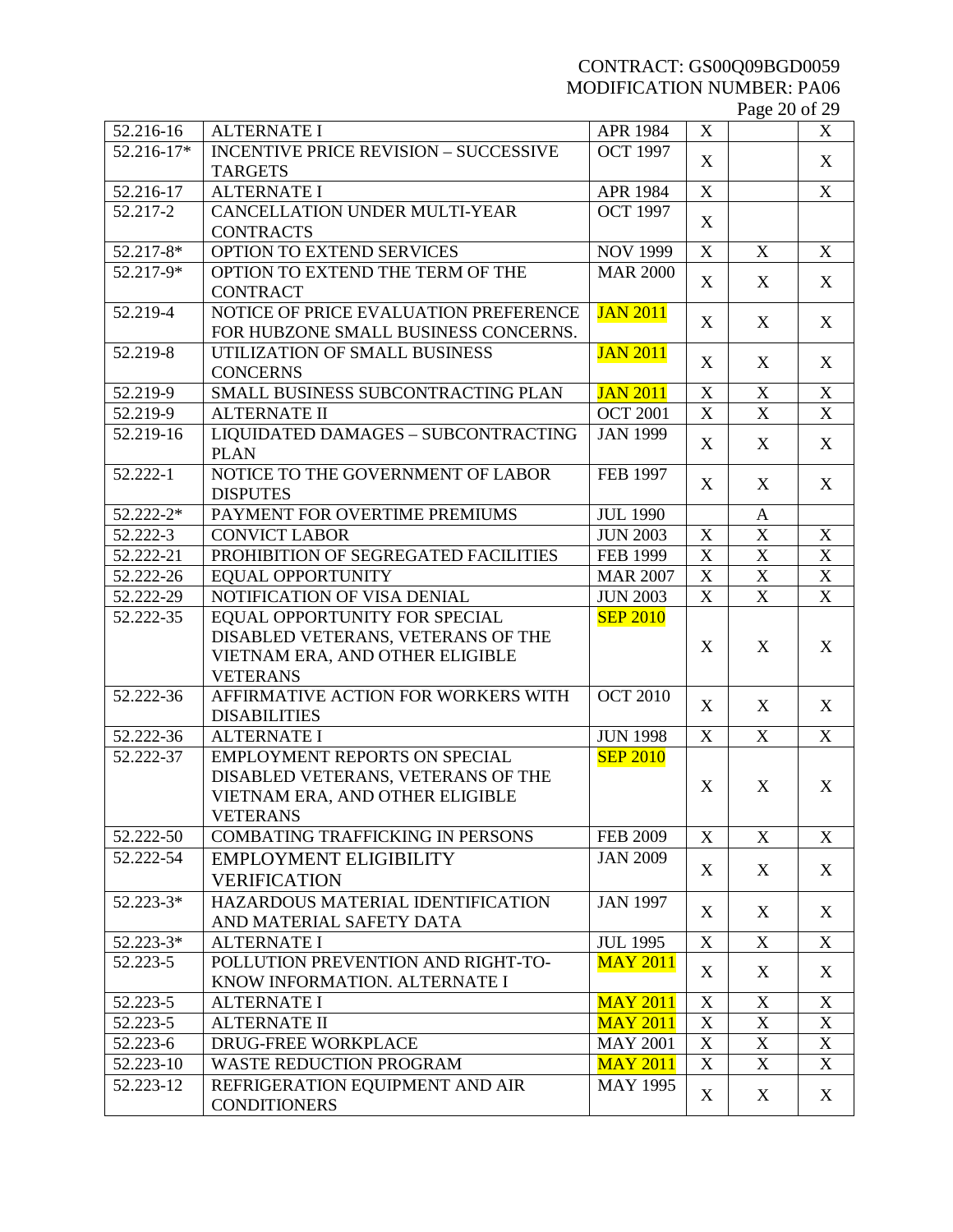| 52.216-16 | ALTERNATE I | APR 1984 | X | | X |
|---|---|---|---|---|---|
| 52.216-17* | INCENTIVE PRICE REVISION – SUCCESSIVE TARGETS | OCT 1997 | X | | X |
| 52.216-17 | ALTERNATE I | APR 1984 | X | | X |
| 52.217-2 | CANCELLATION UNDER MULTI-YEAR CONTRACTS | OCT 1997 | X | | |
| 52.217-8* | OPTION TO EXTEND SERVICES | NOV 1999 | X | X | X |
| 52.217-9* | OPTION TO EXTEND THE TERM OF THE CONTRACT | MAR 2000 | X | X | X |
| 52.219-4 | NOTICE OF PRICE EVALUATION PREFERENCE FOR HUBZONE SMALL BUSINESS CONCERNS. | JAN 2011 | X | X | X |
| 52.219-8 | UTILIZATION OF SMALL BUSINESS CONCERNS | JAN 2011 | X | X | X |
| 52.219-9 | SMALL BUSINESS SUBCONTRACTING PLAN | JAN 2011 | X | X | X |
| 52.219-9 | ALTERNATE II | OCT 2001 | X | X | X |
| 52.219-16 | LIQUIDATED DAMAGES – SUBCONTRACTING PLAN | JAN 1999 | X | X | X |
| 52.222-1 | NOTICE TO THE GOVERNMENT OF LABOR DISPUTES | FEB 1997 | X | X | X |
| 52.222-2* | PAYMENT FOR OVERTIME PREMIUMS | JUL 1990 | | A | |
| 52.222-3 | CONVICT LABOR | JUN 2003 | X | X | X |
| 52.222-21 | PROHIBITION OF SEGREGATED FACILITIES | FEB 1999 | X | X | X |
| 52.222-26 | EQUAL OPPORTUNITY | MAR 2007 | X | X | X |
| 52.222-29 | NOTIFICATION OF VISA DENIAL | JUN 2003 | X | X | X |
| 52.222-35 | EQUAL OPPORTUNITY FOR SPECIAL DISABLED VETERANS, VETERANS OF THE VIETNAM ERA, AND OTHER ELIGIBLE VETERANS | SEP 2010 | X | X | X |
| 52.222-36 | AFFIRMATIVE ACTION FOR WORKERS WITH DISABILITIES | OCT 2010 | X | X | X |
| 52.222-36 | ALTERNATE I | JUN 1998 | X | X | X |
| 52.222-37 | EMPLOYMENT REPORTS ON SPECIAL DISABLED VETERANS, VETERANS OF THE VIETNAM ERA, AND OTHER ELIGIBLE VETERANS | SEP 2010 | X | X | X |
| 52.222-50 | COMBATING TRAFFICKING IN PERSONS | FEB 2009 | X | X | X |
| 52.222-54 | EMPLOYMENT ELIGIBILITY VERIFICATION | JAN 2009 | X | X | X |
| 52.223-3* | HAZARDOUS MATERIAL IDENTIFICATION AND MATERIAL SAFETY DATA | JAN 1997 | X | X | X |
| 52.223-3* | ALTERNATE I | JUL 1995 | X | X | X |
| 52.223-5 | POLLUTION PREVENTION AND RIGHT-TO-KNOW INFORMATION. ALTERNATE I | MAY 2011 | X | X | X |
| 52.223-5 | ALTERNATE I | MAY 2011 | X | X | X |
| 52.223-5 | ALTERNATE II | MAY 2011 | X | X | X |
| 52.223-6 | DRUG-FREE WORKPLACE | MAY 2001 | X | X | X |
| 52.223-10 | WASTE REDUCTION PROGRAM | MAY 2011 | X | X | X |
| 52.223-12 | REFRIGERATION EQUIPMENT AND AIR CONDITIONERS | MAY 1995 | X | X | X |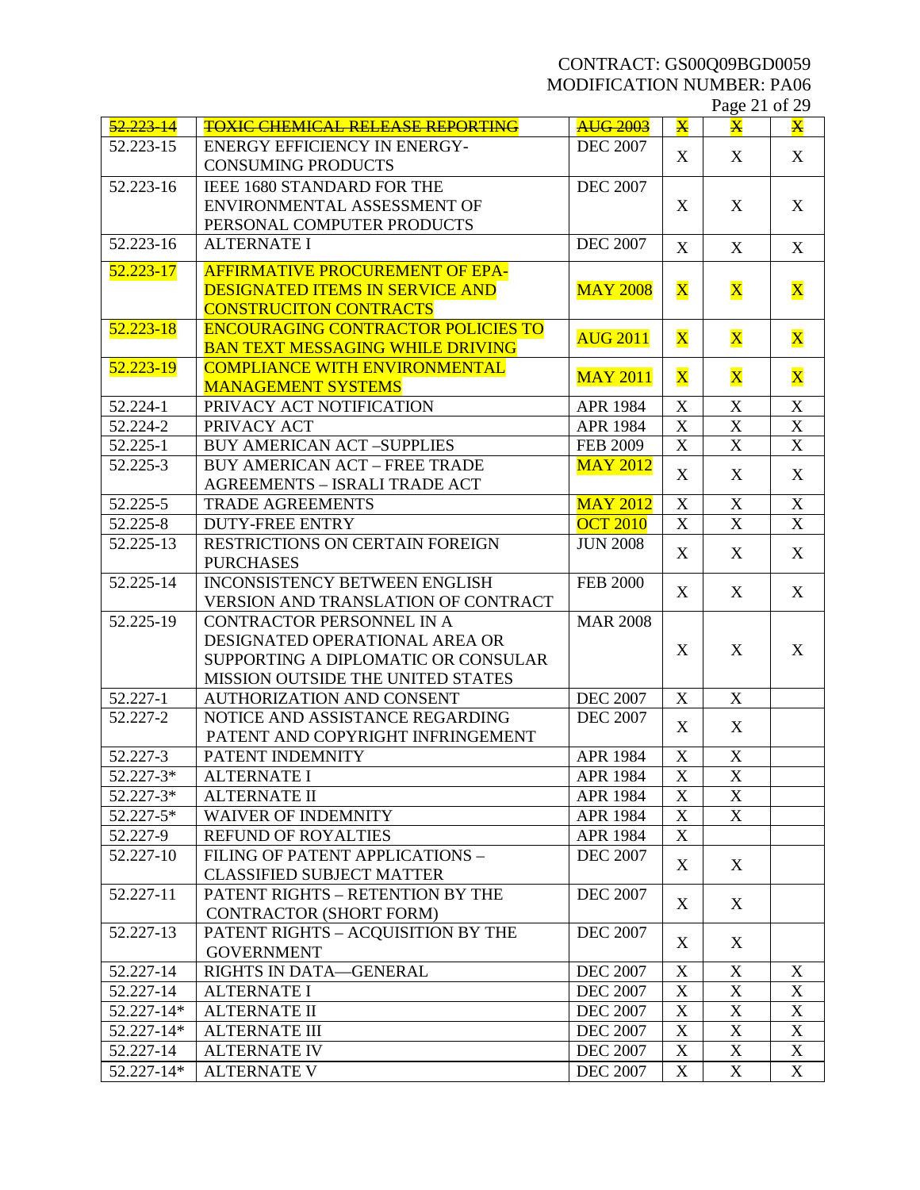| | | | | | |
|---|---|---|---|---|---|
| ~~52.223-14~~ | ~~TOXIC CHEMICAL RELEASE REPORTING~~ | ~~AUG 2003~~ | ~~X~~ | ~~X~~ | ~~X~~ |
| 52.223-15 | ENERGY EFFICIENCY IN ENERGY-CONSUMING PRODUCTS | DEC 2007 | X | X | X |
| 52.223-16 | IEEE 1680 STANDARD FOR THE ENVIRONMENTAL ASSESSMENT OF PERSONAL COMPUTER PRODUCTS | DEC 2007 | X | X | X |
| 52.223-16 | ALTERNATE I | DEC 2007 | X | X | X |
| 52.223-17 | AFFIRMATIVE PROCUREMENT OF EPA-DESIGNATED ITEMS IN SERVICE AND CONSTRUCITON CONTRACTS | MAY 2008 | X | X | X |
| 52.223-18 | ENCOURAGING CONTRACTOR POLICIES TO BAN TEXT MESSAGING WHILE DRIVING | AUG 2011 | X | X | X |
| 52.223-19 | COMPLIANCE WITH ENVIRONMENTAL MANAGEMENT SYSTEMS | MAY 2011 | X | X | X |
| 52.224-1 | PRIVACY ACT NOTIFICATION | APR 1984 | X | X | X |
| 52.224-2 | PRIVACY ACT | APR 1984 | X | X | X |
| 52.225-1 | BUY AMERICAN ACT –SUPPLIES | FEB 2009 | X | X | X |
| 52.225-3 | BUY AMERICAN ACT – FREE TRADE AGREEMENTS – ISRALI TRADE ACT | MAY 2012 | X | X | X |
| 52.225-5 | TRADE AGREEMENTS | MAY 2012 | X | X | X |
| 52.225-8 | DUTY-FREE ENTRY | OCT 2010 | X | X | X |
| 52.225-13 | RESTRICTIONS ON CERTAIN FOREIGN PURCHASES | JUN 2008 | X | X | X |
| 52.225-14 | INCONSISTENCY BETWEEN ENGLISH VERSION AND TRANSLATION OF CONTRACT | FEB 2000 | X | X | X |
| 52.225-19 | CONTRACTOR PERSONNEL IN A DESIGNATED OPERATIONAL AREA OR SUPPORTING A DIPLOMATIC OR CONSULAR MISSION OUTSIDE THE UNITED STATES | MAR 2008 | X | X | X |
| 52.227-1 | AUTHORIZATION AND CONSENT | DEC 2007 | X | X | |
| 52.227-2 | NOTICE AND ASSISTANCE REGARDING PATENT AND COPYRIGHT INFRINGEMENT | DEC 2007 | X | X | |
| 52.227-3 | PATENT INDEMNITY | APR 1984 | X | X | |
| 52.227-3* | ALTERNATE I | APR 1984 | X | X | |
| 52.227-3* | ALTERNATE II | APR 1984 | X | X | |
| 52.227-5* | WAIVER OF INDEMNITY | APR 1984 | X | X | |
| 52.227-9 | REFUND OF ROYALTIES | APR 1984 | X | | |
| 52.227-10 | FILING OF PATENT APPLICATIONS – CLASSIFIED SUBJECT MATTER | DEC 2007 | X | X | |
| 52.227-11 | PATENT RIGHTS – RETENTION BY THE CONTRACTOR (SHORT FORM) | DEC 2007 | X | X | |
| 52.227-13 | PATENT RIGHTS – ACQUISITION BY THE GOVERNMENT | DEC 2007 | X | X | |
| 52.227-14 | RIGHTS IN DATA—GENERAL | DEC 2007 | X | X | X |
| 52.227-14 | ALTERNATE I | DEC 2007 | X | X | X |
| 52.227-14* | ALTERNATE II | DEC 2007 | X | X | X |
| 52.227-14* | ALTERNATE III | DEC 2007 | X | X | X |
| 52.227-14 | ALTERNATE IV | DEC 2007 | X | X | X |
| 52.227-14* | ALTERNATE V | DEC 2007 | X | X | X |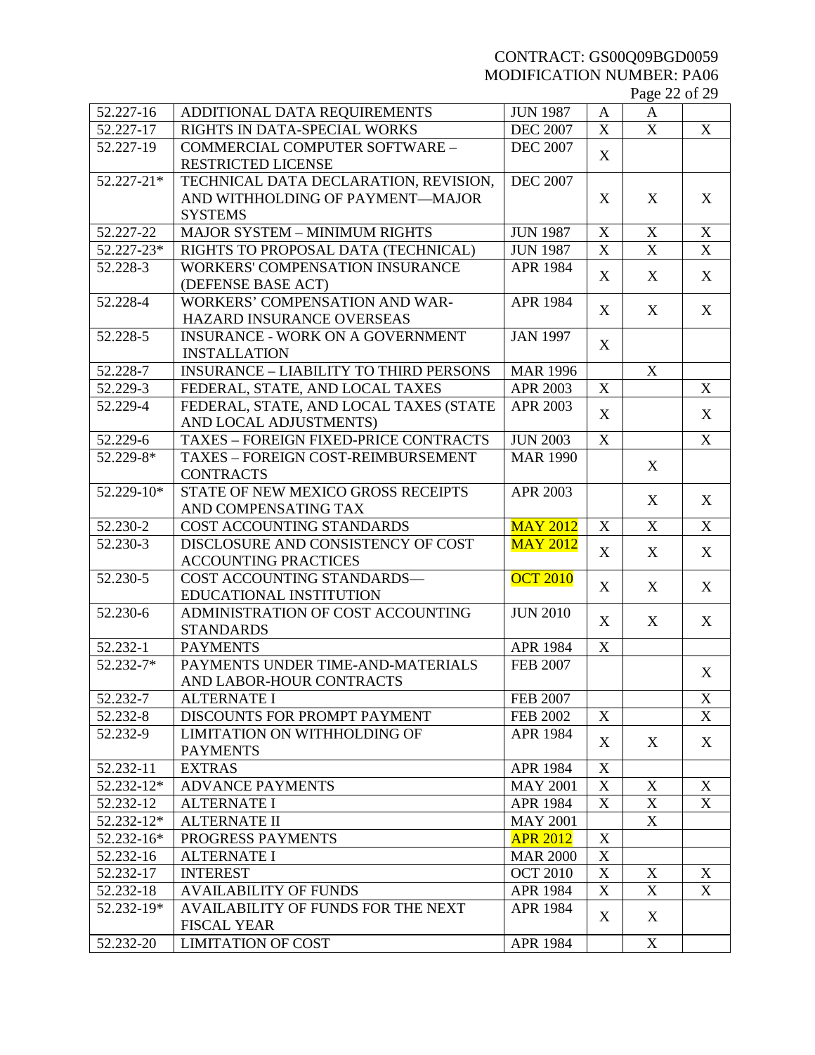| 52.227-16 | ADDITIONAL DATA REQUIREMENTS | JUN 1987 | A | A | |
|---|---|---|---|---|---|
| 52.227-17 | RIGHTS IN DATA-SPECIAL WORKS | DEC 2007 | X | X | X |
| 52.227-19 | COMMERCIAL COMPUTER SOFTWARE – RESTRICTED LICENSE | DEC 2007 | X | | |
| 52.227-21* | TECHNICAL DATA DECLARATION, REVISION, AND WITHHOLDING OF PAYMENT—MAJOR SYSTEMS | DEC 2007 | X | X | X |
| 52.227-22 | MAJOR SYSTEM – MINIMUM RIGHTS | JUN 1987 | X | X | X |
| 52.227-23* | RIGHTS TO PROPOSAL DATA (TECHNICAL) | JUN 1987 | X | X | X |
| 52.228-3 | WORKERS' COMPENSATION INSURANCE (DEFENSE BASE ACT) | APR 1984 | X | X | X |
| 52.228-4 | WORKERS' COMPENSATION AND WAR-HAZARD INSURANCE OVERSEAS | APR 1984 | X | X | X |
| 52.228-5 | INSURANCE - WORK ON A GOVERNMENT INSTALLATION | JAN 1997 | X | | |
| 52.228-7 | INSURANCE – LIABILITY TO THIRD PERSONS | MAR 1996 | | X | |
| 52.229-3 | FEDERAL, STATE, AND LOCAL TAXES | APR 2003 | X | | X |
| 52.229-4 | FEDERAL, STATE, AND LOCAL TAXES (STATE AND LOCAL ADJUSTMENTS) | APR 2003 | X | | X |
| 52.229-6 | TAXES – FOREIGN FIXED-PRICE CONTRACTS | JUN 2003 | X | | X |
| 52.229-8* | TAXES – FOREIGN COST-REIMBURSEMENT CONTRACTS | MAR 1990 | | X | |
| 52.229-10* | STATE OF NEW MEXICO GROSS RECEIPTS AND COMPENSATING TAX | APR 2003 | | X | X |
| 52.230-2 | COST ACCOUNTING STANDARDS | MAY 2012 | X | X | X |
| 52.230-3 | DISCLOSURE AND CONSISTENCY OF COST ACCOUNTING PRACTICES | MAY 2012 | X | X | X |
| 52.230-5 | COST ACCOUNTING STANDARDS—EDUCATIONAL INSTITUTION | OCT 2010 | X | X | X |
| 52.230-6 | ADMINISTRATION OF COST ACCOUNTING STANDARDS | JUN 2010 | X | X | X |
| 52.232-1 | PAYMENTS | APR 1984 | X | | |
| 52.232-7* | PAYMENTS UNDER TIME-AND-MATERIALS AND LABOR-HOUR CONTRACTS | FEB 2007 | | | X |
| 52.232-7 | ALTERNATE I | FEB 2007 | | | X |
| 52.232-8 | DISCOUNTS FOR PROMPT PAYMENT | FEB 2002 | X | | X |
| 52.232-9 | LIMITATION ON WITHHOLDING OF PAYMENTS | APR 1984 | X | X | X |
| 52.232-11 | EXTRAS | APR 1984 | X | | |
| 52.232-12* | ADVANCE PAYMENTS | MAY 2001 | X | X | X |
| 52.232-12 | ALTERNATE I | APR 1984 | X | X | X |
| 52.232-12* | ALTERNATE II | MAY 2001 | | X | |
| 52.232-16* | PROGRESS PAYMENTS | APR 2012 | X | | |
| 52.232-16 | ALTERNATE I | MAR 2000 | X | | |
| 52.232-17 | INTEREST | OCT 2010 | X | X | X |
| 52.232-18 | AVAILABILITY OF FUNDS | APR 1984 | X | X | X |
| 52.232-19* | AVAILABILITY OF FUNDS FOR THE NEXT FISCAL YEAR | APR 1984 | X | X | |
| 52.232-20 | LIMITATION OF COST | APR 1984 | | X | |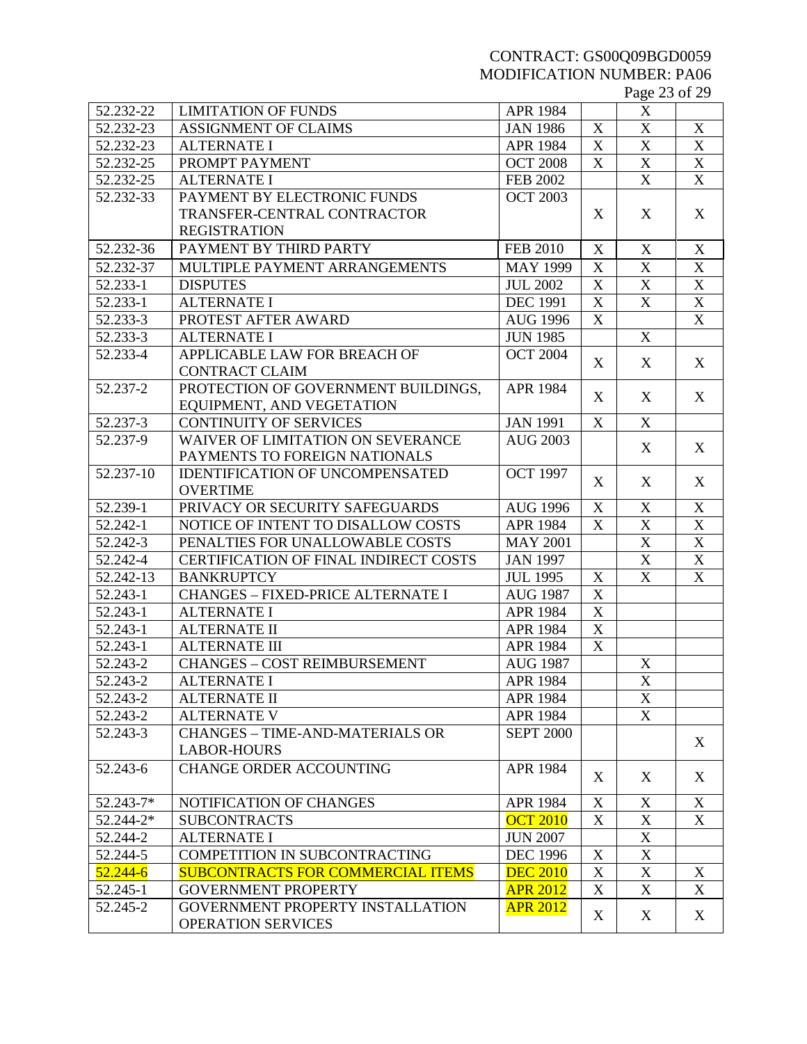| | | | | | |
|---|---|---|---|---|---|
| 52.232-22 | LIMITATION OF FUNDS | APR 1984 | | X | |
| 52.232-23 | ASSIGNMENT OF CLAIMS | JAN 1986 | X | X | X |
| 52.232-23 | ALTERNATE I | APR 1984 | X | X | X |
| 52.232-25 | PROMPT PAYMENT | OCT 2008 | X | X | X |
| 52.232-25 | ALTERNATE I | FEB 2002 | | X | X |
| 52.232-33 | PAYMENT BY ELECTRONIC FUNDS TRANSFER-CENTRAL CONTRACTOR REGISTRATION | OCT 2003 | X | X | X |
| 52.232-36 | PAYMENT BY THIRD PARTY | FEB 2010 | X | X | X |
| 52.232-37 | MULTIPLE PAYMENT ARRANGEMENTS | MAY 1999 | X | X | X |
| 52.233-1 | DISPUTES | JUL 2002 | X | X | X |
| 52.233-1 | ALTERNATE I | DEC 1991 | X | X | X |
| 52.233-3 | PROTEST AFTER AWARD | AUG 1996 | X | | X |
| 52.233-3 | ALTERNATE I | JUN 1985 | | X | |
| 52.233-4 | APPLICABLE LAW FOR BREACH OF CONTRACT CLAIM | OCT 2004 | X | X | X |
| 52.237-2 | PROTECTION OF GOVERNMENT BUILDINGS, EQUIPMENT, AND VEGETATION | APR 1984 | X | X | X |
| 52.237-3 | CONTINUITY OF SERVICES | JAN 1991 | X | X | |
| 52.237-9 | WAIVER OF LIMITATION ON SEVERANCE PAYMENTS TO FOREIGN NATIONALS | AUG 2003 | | X | X |
| 52.237-10 | IDENTIFICATION OF UNCOMPENSATED OVERTIME | OCT 1997 | X | X | X |
| 52.239-1 | PRIVACY OR SECURITY SAFEGUARDS | AUG 1996 | X | X | X |
| 52.242-1 | NOTICE OF INTENT TO DISALLOW COSTS | APR 1984 | X | X | X |
| 52.242-3 | PENALTIES FOR UNALLOWABLE COSTS | MAY 2001 | | X | X |
| 52.242-4 | CERTIFICATION OF FINAL INDIRECT COSTS | JAN 1997 | | X | X |
| 52.242-13 | BANKRUPTCY | JUL 1995 | X | X | X |
| 52.243-1 | CHANGES – FIXED-PRICE ALTERNATE I | AUG 1987 | X | | |
| 52.243-1 | ALTERNATE I | APR 1984 | X | | |
| 52.243-1 | ALTERNATE II | APR 1984 | X | | |
| 52.243-1 | ALTERNATE III | APR 1984 | X | | |
| 52.243-2 | CHANGES – COST REIMBURSEMENT | AUG 1987 | | X | |
| 52.243-2 | ALTERNATE I | APR 1984 | | X | |
| 52.243-2 | ALTERNATE II | APR 1984 | | X | |
| 52.243-2 | ALTERNATE V | APR 1984 | | X | |
| 52.243-3 | CHANGES – TIME-AND-MATERIALS OR LABOR-HOURS | SEPT 2000 | | | X |
| 52.243-6 | CHANGE ORDER ACCOUNTING | APR 1984 | X | X | X |
| 52.243-7* | NOTIFICATION OF CHANGES | APR 1984 | X | X | X |
| 52.244-2* | SUBCONTRACTS | OCT 2010 | X | X | X |
| 52.244-2 | ALTERNATE I | JUN 2007 | | X | |
| 52.244-5 | COMPETITION IN SUBCONTRACTING | DEC 1996 | X | X | |
| 52.244-6 | SUBCONTRACTS FOR COMMERCIAL ITEMS | DEC 2010 | X | X | X |
| 52.245-1 | GOVERNMENT PROPERTY | APR 2012 | X | X | X |
| 52.245-2 | GOVERNMENT PROPERTY INSTALLATION OPERATION SERVICES | APR 2012 | X | X | X |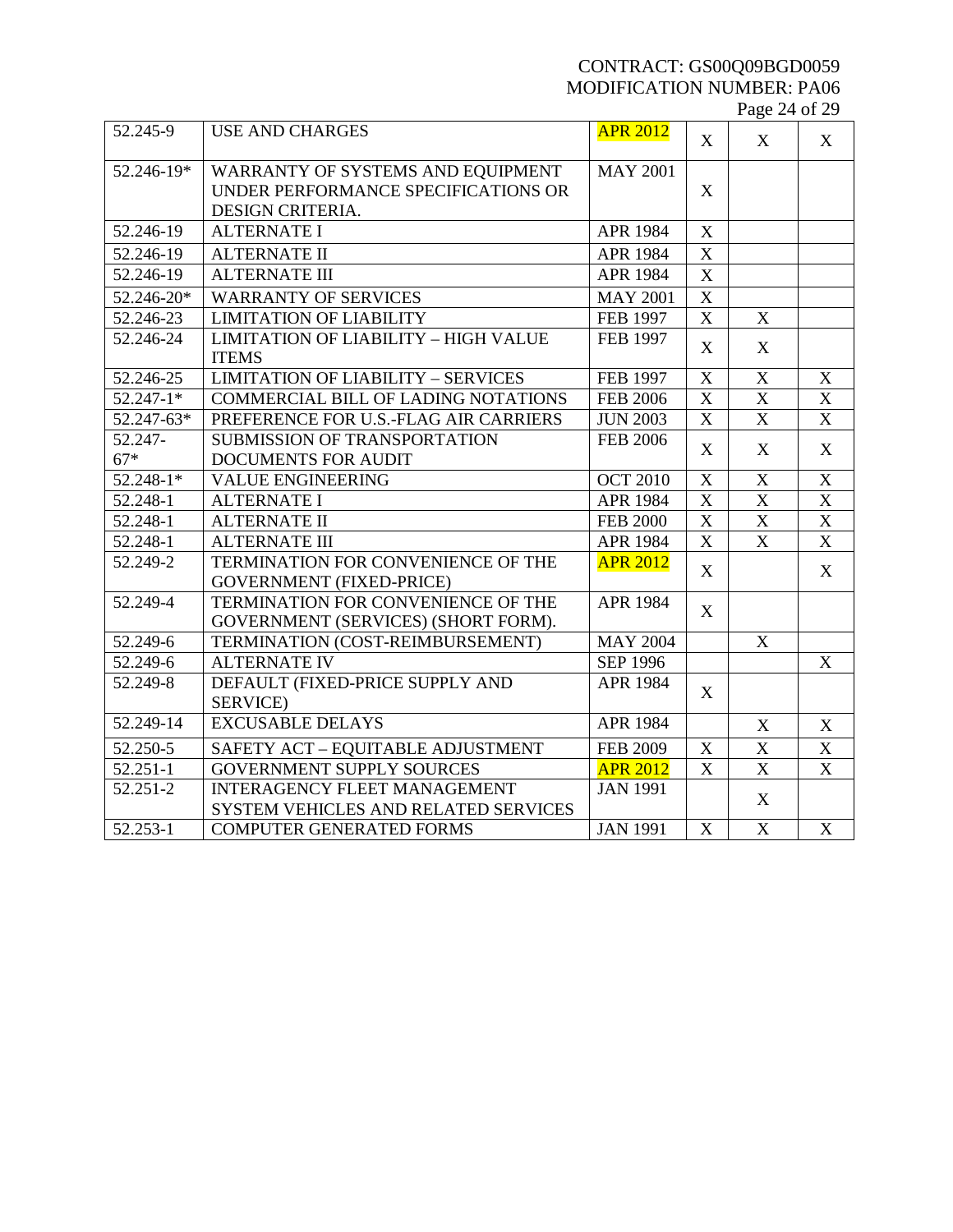| 52.245-9 | USE AND CHARGES | APR 2012 | X | X | X |
|---|---|---|---|---|---|
| 52.246-19* | WARRANTY OF SYSTEMS AND EQUIPMENT UNDER PERFORMANCE SPECIFICATIONS OR DESIGN CRITERIA. | MAY 2001 | X | | |
| 52.246-19 | ALTERNATE I | APR 1984 | X | | |
| 52.246-19 | ALTERNATE II | APR 1984 | X | | |
| 52.246-19 | ALTERNATE III | APR 1984 | X | | |
| 52.246-20* | WARRANTY OF SERVICES | MAY 2001 | X | | |
| 52.246-23 | LIMITATION OF LIABILITY | FEB 1997 | X | X | |
| 52.246-24 | LIMITATION OF LIABILITY – HIGH VALUE ITEMS | FEB 1997 | X | X | |
| 52.246-25 | LIMITATION OF LIABILITY – SERVICES | FEB 1997 | X | X | X |
| 52.247-1* | COMMERCIAL BILL OF LADING NOTATIONS | FEB 2006 | X | X | X |
| 52.247-63* | PREFERENCE FOR U.S.-FLAG AIR CARRIERS | JUN 2003 | X | X | X |
| 52.247-67* | SUBMISSION OF TRANSPORTATION DOCUMENTS FOR AUDIT | FEB 2006 | X | X | X |
| 52.248-1* | VALUE ENGINEERING | OCT 2010 | X | X | X |
| 52.248-1 | ALTERNATE I | APR 1984 | X | X | X |
| 52.248-1 | ALTERNATE II | FEB 2000 | X | X | X |
| 52.248-1 | ALTERNATE III | APR 1984 | X | X | X |
| 52.249-2 | TERMINATION FOR CONVENIENCE OF THE GOVERNMENT (FIXED-PRICE) | APR 2012 | X | | X |
| 52.249-4 | TERMINATION FOR CONVENIENCE OF THE GOVERNMENT (SERVICES) (SHORT FORM). | APR 1984 | X | | |
| 52.249-6 | TERMINATION (COST-REIMBURSEMENT) | MAY 2004 | | X | |
| 52.249-6 | ALTERNATE IV | SEP 1996 | | | X |
| 52.249-8 | DEFAULT (FIXED-PRICE SUPPLY AND SERVICE) | APR 1984 | X | | |
| 52.249-14 | EXCUSABLE DELAYS | APR 1984 | | X | X |
| 52.250-5 | SAFETY ACT – EQUITABLE ADJUSTMENT | FEB 2009 | X | X | X |
| 52.251-1 | GOVERNMENT SUPPLY SOURCES | APR 2012 | X | X | X |
| 52.251-2 | INTERAGENCY FLEET MANAGEMENT SYSTEM VEHICLES AND RELATED SERVICES | JAN 1991 | | X | |
| 52.253-1 | COMPUTER GENERATED FORMS | JAN 1991 | X | X | X |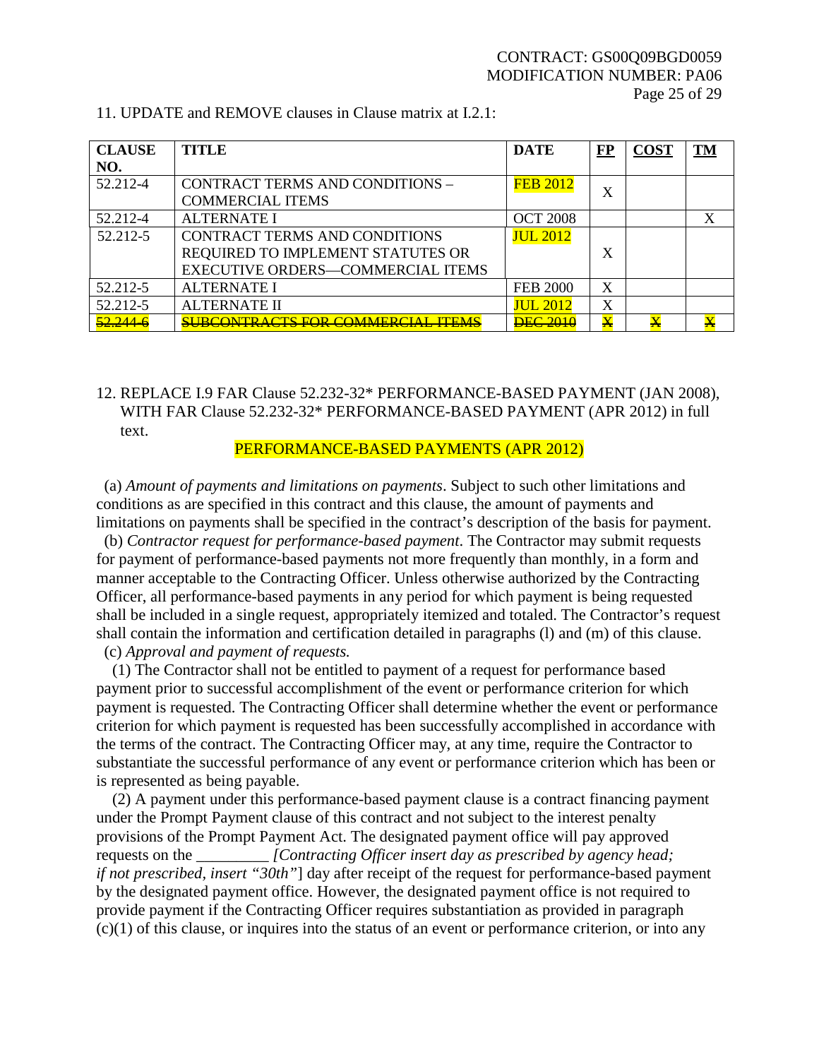11. UPDATE and REMOVE clauses in Clause matrix at I.2.1:

| CLAUSE NO. | TITLE | DATE | FP | COST | TM |
|---|---|---|---|---|---|
| 52.212-4 | CONTRACT TERMS AND CONDITIONS – COMMERCIAL ITEMS | FEB 2012 | X | | |
| 52.212-4 | ALTERNATE I | OCT 2008 | | | X |
| 52.212-5 | CONTRACT TERMS AND CONDITIONS REQUIRED TO IMPLEMENT STATUTES OR EXECUTIVE ORDERS—COMMERCIAL ITEMS | JUL 2012 | X | | |
| 52.212-5 | ALTERNATE I | FEB 2000 | X | | |
| 52.212-5 | ALTERNATE II | JUL 2012 | X | | |
| ~~52.244-6~~ | ~~SUBCONTRACTS FOR COMMERCIAL ITEMS~~ | ~~DEC 2010~~ | ~~X~~ | ~~X~~ | ~~X~~ |

12. REPLACE I.9 FAR Clause 52.232-32* PERFORMANCE-BASED PAYMENT (JAN 2008), WITH FAR Clause 52.232-32* PERFORMANCE-BASED PAYMENT (APR 2012) in full text.

PERFORMANCE-BASED PAYMENTS (APR 2012)

(a) *Amount of payments and limitations on payments*. Subject to such other limitations and conditions as are specified in this contract and this clause, the amount of payments and limitations on payments shall be specified in the contract's description of the basis for payment.

(b) *Contractor request for performance-based payment*. The Contractor may submit requests for payment of performance-based payments not more frequently than monthly, in a form and manner acceptable to the Contracting Officer. Unless otherwise authorized by the Contracting Officer, all performance-based payments in any period for which payment is being requested shall be included in a single request, appropriately itemized and totaled. The Contractor's request shall contain the information and certification detailed in paragraphs (l) and (m) of this clause.

(c) *Approval and payment of requests.*

(1) The Contractor shall not be entitled to payment of a request for performance based payment prior to successful accomplishment of the event or performance criterion for which payment is requested. The Contracting Officer shall determine whether the event or performance criterion for which payment is requested has been successfully accomplished in accordance with the terms of the contract. The Contracting Officer may, at any time, require the Contractor to substantiate the successful performance of any event or performance criterion which has been or is represented as being payable.

(2) A payment under this performance-based payment clause is a contract financing payment under the Prompt Payment clause of this contract and not subject to the interest penalty provisions of the Prompt Payment Act. The designated payment office will pay approved requests on the _________ *[Contracting Officer insert day as prescribed by agency head; if not prescribed, insert "30th"*] day after receipt of the request for performance-based payment by the designated payment office. However, the designated payment office is not required to provide payment if the Contracting Officer requires substantiation as provided in paragraph (c)(1) of this clause, or inquires into the status of an event or performance criterion, or into any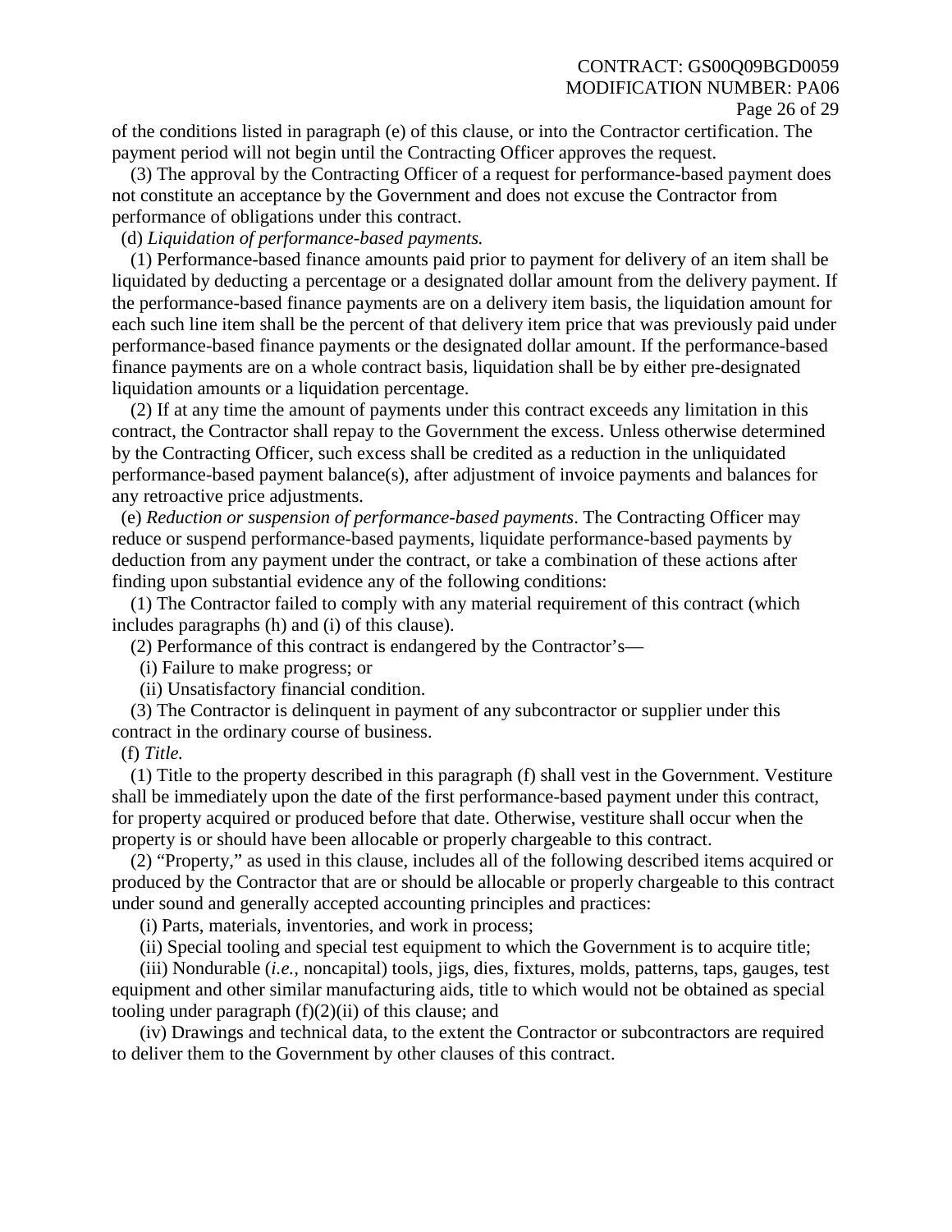of the conditions listed in paragraph (e) of this clause, or into the Contractor certification. The payment period will not begin until the Contracting Officer approves the request.

(3) The approval by the Contracting Officer of a request for performance-based payment does not constitute an acceptance by the Government and does not excuse the Contractor from performance of obligations under this contract.

(d) *Liquidation of performance-based payments.*

(1) Performance-based finance amounts paid prior to payment for delivery of an item shall be liquidated by deducting a percentage or a designated dollar amount from the delivery payment. If the performance-based finance payments are on a delivery item basis, the liquidation amount for each such line item shall be the percent of that delivery item price that was previously paid under performance-based finance payments or the designated dollar amount. If the performance-based finance payments are on a whole contract basis, liquidation shall be by either pre-designated liquidation amounts or a liquidation percentage.

(2) If at any time the amount of payments under this contract exceeds any limitation in this contract, the Contractor shall repay to the Government the excess. Unless otherwise determined by the Contracting Officer, such excess shall be credited as a reduction in the unliquidated performance-based payment balance(s), after adjustment of invoice payments and balances for any retroactive price adjustments.

(e) *Reduction or suspension of performance-based payments*. The Contracting Officer may reduce or suspend performance-based payments, liquidate performance-based payments by deduction from any payment under the contract, or take a combination of these actions after finding upon substantial evidence any of the following conditions:

(1) The Contractor failed to comply with any material requirement of this contract (which includes paragraphs (h) and (i) of this clause).

(2) Performance of this contract is endangered by the Contractor's—

(i) Failure to make progress; or

(ii) Unsatisfactory financial condition.

(3) The Contractor is delinquent in payment of any subcontractor or supplier under this contract in the ordinary course of business.

(f) *Title.*

(1) Title to the property described in this paragraph (f) shall vest in the Government. Vestiture shall be immediately upon the date of the first performance-based payment under this contract, for property acquired or produced before that date. Otherwise, vestiture shall occur when the property is or should have been allocable or properly chargeable to this contract.

(2) "Property," as used in this clause, includes all of the following described items acquired or produced by the Contractor that are or should be allocable or properly chargeable to this contract under sound and generally accepted accounting principles and practices:

(i) Parts, materials, inventories, and work in process;

(ii) Special tooling and special test equipment to which the Government is to acquire title;

(iii) Nondurable (*i.e.*, noncapital) tools, jigs, dies, fixtures, molds, patterns, taps, gauges, test equipment and other similar manufacturing aids, title to which would not be obtained as special tooling under paragraph (f)(2)(ii) of this clause; and

(iv) Drawings and technical data, to the extent the Contractor or subcontractors are required to deliver them to the Government by other clauses of this contract.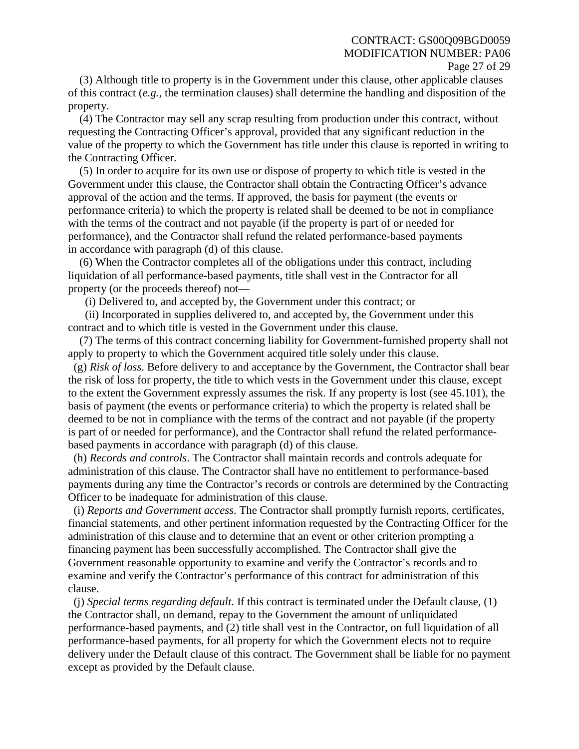(3) Although title to property is in the Government under this clause, other applicable clauses of this contract (*e.g.,* the termination clauses) shall determine the handling and disposition of the property.

(4) The Contractor may sell any scrap resulting from production under this contract, without requesting the Contracting Officer's approval, provided that any significant reduction in the value of the property to which the Government has title under this clause is reported in writing to the Contracting Officer.

(5) In order to acquire for its own use or dispose of property to which title is vested in the Government under this clause, the Contractor shall obtain the Contracting Officer's advance approval of the action and the terms. If approved, the basis for payment (the events or performance criteria) to which the property is related shall be deemed to be not in compliance with the terms of the contract and not payable (if the property is part of or needed for performance), and the Contractor shall refund the related performance-based payments in accordance with paragraph (d) of this clause.

(6) When the Contractor completes all of the obligations under this contract, including liquidation of all performance-based payments, title shall vest in the Contractor for all property (or the proceeds thereof) not—

(i) Delivered to, and accepted by, the Government under this contract; or

(ii) Incorporated in supplies delivered to, and accepted by, the Government under this contract and to which title is vested in the Government under this clause.

(7) The terms of this contract concerning liability for Government-furnished property shall not apply to property to which the Government acquired title solely under this clause.

(g) *Risk of loss*. Before delivery to and acceptance by the Government, the Contractor shall bear the risk of loss for property, the title to which vests in the Government under this clause, except to the extent the Government expressly assumes the risk. If any property is lost (see 45.101), the basis of payment (the events or performance criteria) to which the property is related shall be deemed to be not in compliance with the terms of the contract and not payable (if the property is part of or needed for performance), and the Contractor shall refund the related performance-based payments in accordance with paragraph (d) of this clause.

(h) *Records and controls*. The Contractor shall maintain records and controls adequate for administration of this clause. The Contractor shall have no entitlement to performance-based payments during any time the Contractor's records or controls are determined by the Contracting Officer to be inadequate for administration of this clause.

(i) *Reports and Government access*. The Contractor shall promptly furnish reports, certificates, financial statements, and other pertinent information requested by the Contracting Officer for the administration of this clause and to determine that an event or other criterion prompting a financing payment has been successfully accomplished. The Contractor shall give the Government reasonable opportunity to examine and verify the Contractor's records and to examine and verify the Contractor's performance of this contract for administration of this clause.

(j) *Special terms regarding default*. If this contract is terminated under the Default clause, (1) the Contractor shall, on demand, repay to the Government the amount of unliquidated performance-based payments, and (2) title shall vest in the Contractor, on full liquidation of all performance-based payments, for all property for which the Government elects not to require delivery under the Default clause of this contract. The Government shall be liable for no payment except as provided by the Default clause.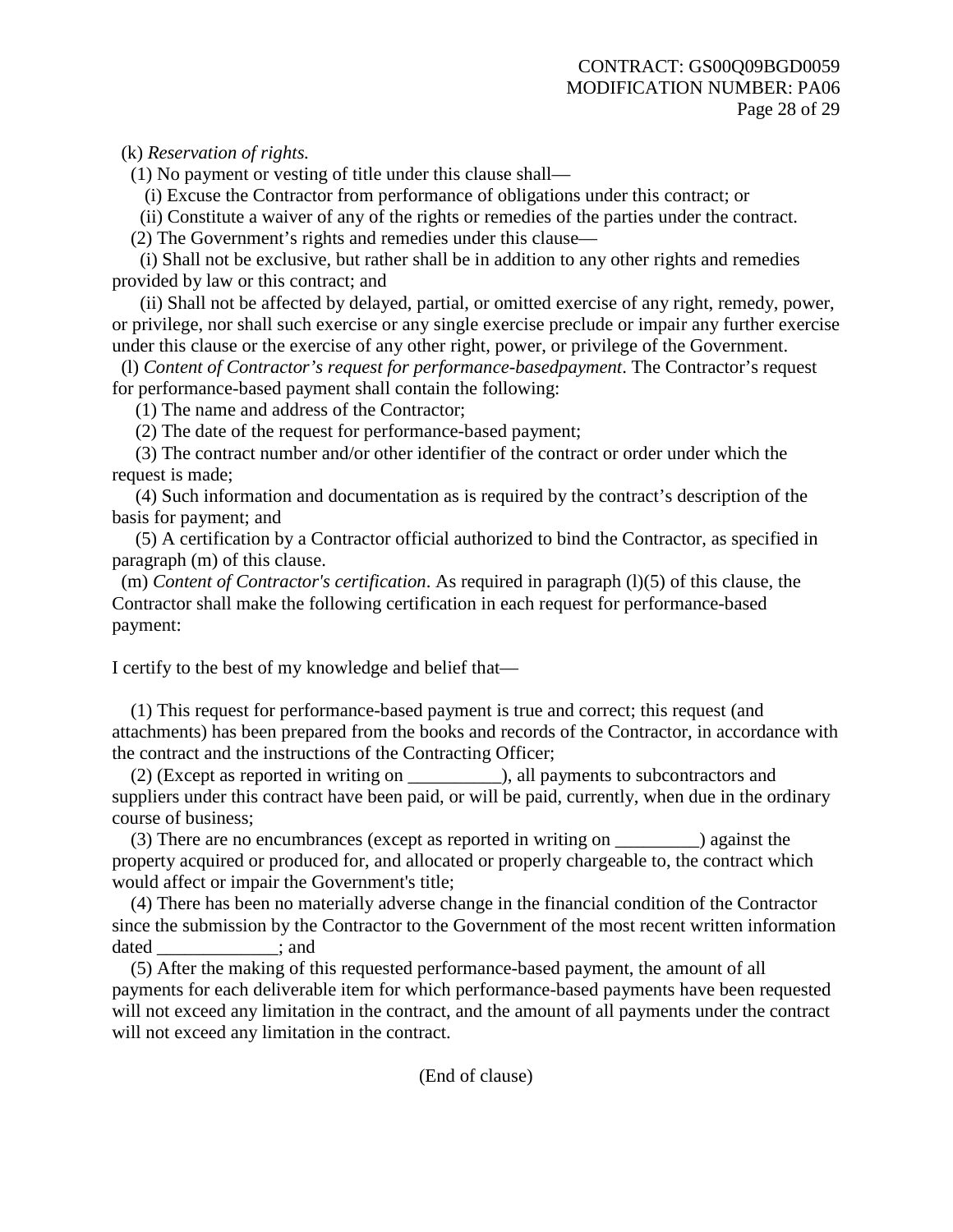(k) *Reservation of rights.*

(1) No payment or vesting of title under this clause shall—

(i) Excuse the Contractor from performance of obligations under this contract; or

(ii) Constitute a waiver of any of the rights or remedies of the parties under the contract.

(2) The Government's rights and remedies under this clause—

(i) Shall not be exclusive, but rather shall be in addition to any other rights and remedies provided by law or this contract; and

(ii) Shall not be affected by delayed, partial, or omitted exercise of any right, remedy, power, or privilege, nor shall such exercise or any single exercise preclude or impair any further exercise under this clause or the exercise of any other right, power, or privilege of the Government.

(l) *Content of Contractor's request for performance-basedpayment*. The Contractor's request for performance-based payment shall contain the following:

(1) The name and address of the Contractor;

(2) The date of the request for performance-based payment;

(3) The contract number and/or other identifier of the contract or order under which the request is made;

(4) Such information and documentation as is required by the contract's description of the basis for payment; and

(5) A certification by a Contractor official authorized to bind the Contractor, as specified in paragraph (m) of this clause.

(m) *Content of Contractor's certification*. As required in paragraph (l)(5) of this clause, the Contractor shall make the following certification in each request for performance-based payment:

I certify to the best of my knowledge and belief that—

(1) This request for performance-based payment is true and correct; this request (and attachments) has been prepared from the books and records of the Contractor, in accordance with the contract and the instructions of the Contracting Officer;

(2) (Except as reported in writing on __________), all payments to subcontractors and suppliers under this contract have been paid, or will be paid, currently, when due in the ordinary course of business;

(3) There are no encumbrances (except as reported in writing on _________) against the property acquired or produced for, and allocated or properly chargeable to, the contract which would affect or impair the Government's title;

(4) There has been no materially adverse change in the financial condition of the Contractor since the submission by the Contractor to the Government of the most recent written information dated _____________; and

(5) After the making of this requested performance-based payment, the amount of all payments for each deliverable item for which performance-based payments have been requested will not exceed any limitation in the contract, and the amount of all payments under the contract will not exceed any limitation in the contract.

(End of clause)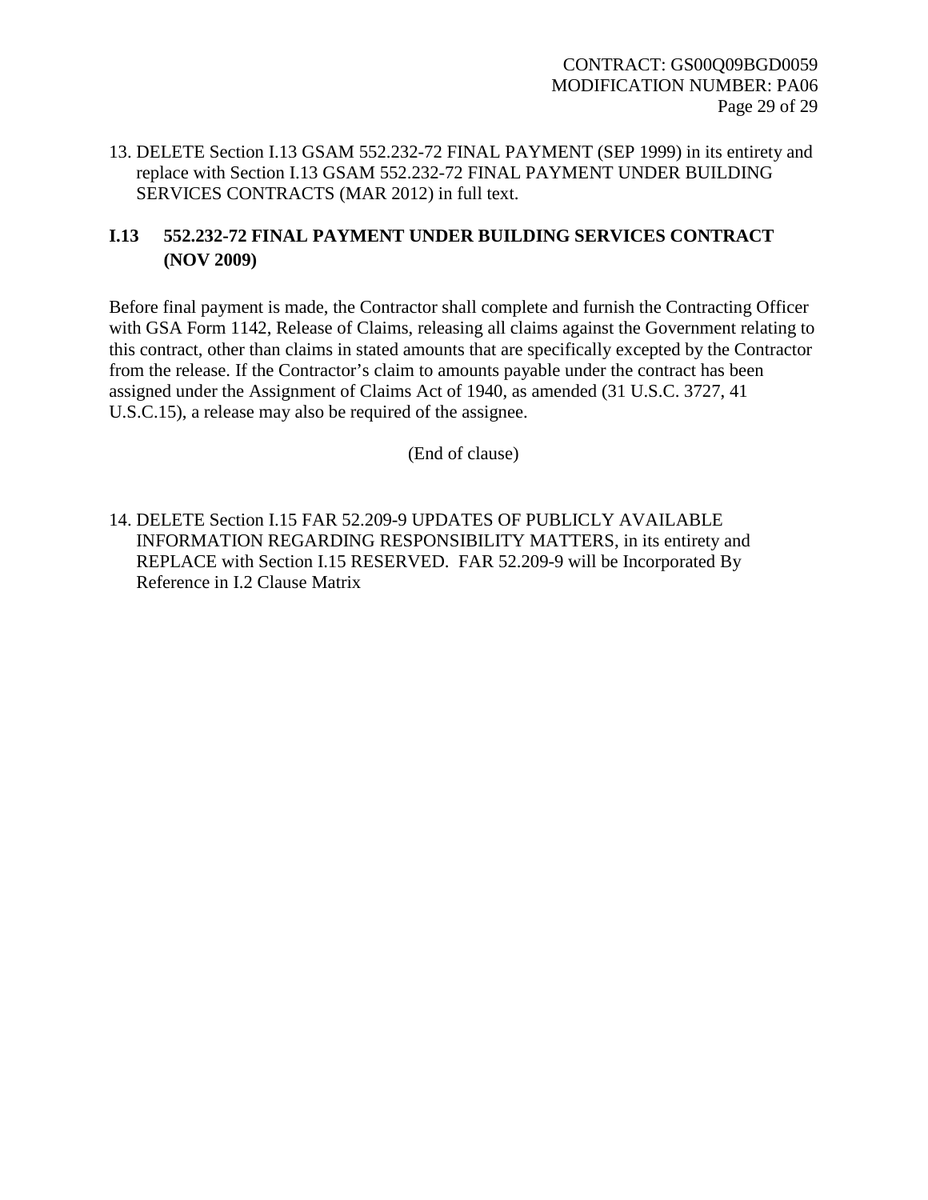13. DELETE Section I.13 GSAM 552.232-72 FINAL PAYMENT (SEP 1999) in its entirety and replace with Section I.13 GSAM 552.232-72 FINAL PAYMENT UNDER BUILDING SERVICES CONTRACTS (MAR 2012) in full text.

### I.13 552.232-72 FINAL PAYMENT UNDER BUILDING SERVICES CONTRACT (NOV 2009)

Before final payment is made, the Contractor shall complete and furnish the Contracting Officer with GSA Form 1142, Release of Claims, releasing all claims against the Government relating to this contract, other than claims in stated amounts that are specifically excepted by the Contractor from the release. If the Contractor's claim to amounts payable under the contract has been assigned under the Assignment of Claims Act of 1940, as amended (31 U.S.C. 3727, 41 U.S.C.15), a release may also be required of the assignee.

(End of clause)

14. DELETE Section I.15 FAR 52.209-9 UPDATES OF PUBLICLY AVAILABLE INFORMATION REGARDING RESPONSIBILITY MATTERS, in its entirety and REPLACE with Section I.15 RESERVED. FAR 52.209-9 will be Incorporated By Reference in I.2 Clause Matrix